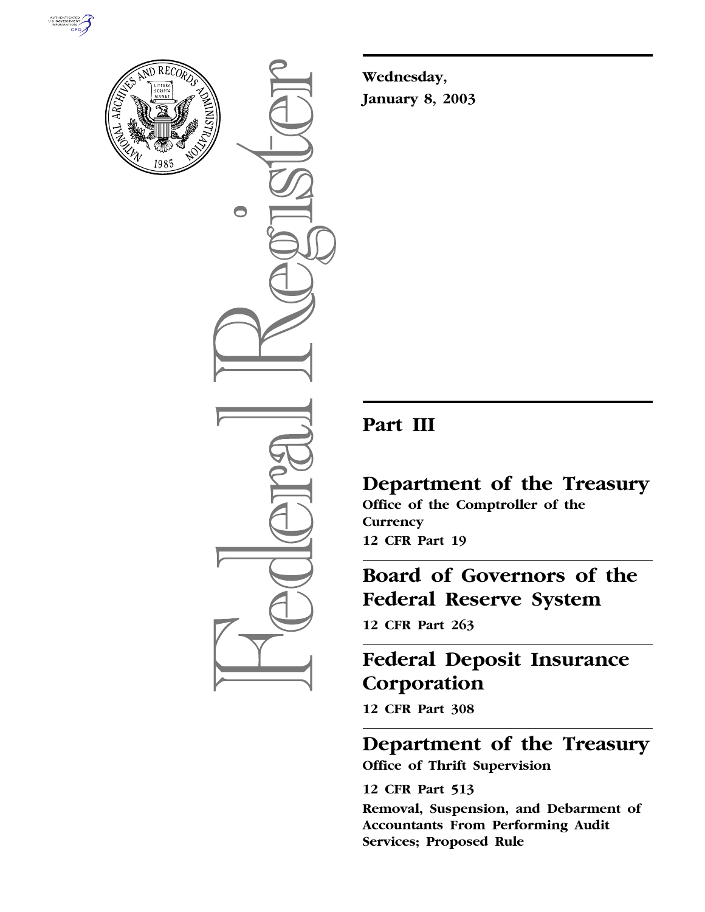**Wednesday,**

**January 8, 2003**

---

# Part III

## Department of the Treasury

**Office of the Comptroller of the Currency**

**12 CFR Part 19**

---

## Board of Governors of the Federal Reserve System

**12 CFR Part 263**

---

## Federal Deposit Insurance Corporation

**12 CFR Part 308**

---

## Department of the Treasury

**Office of Thrift Supervision**

**12 CFR Part 513**

**Removal, Suspension, and Debarment of Accountants From Performing Audit Services; Proposed Rule**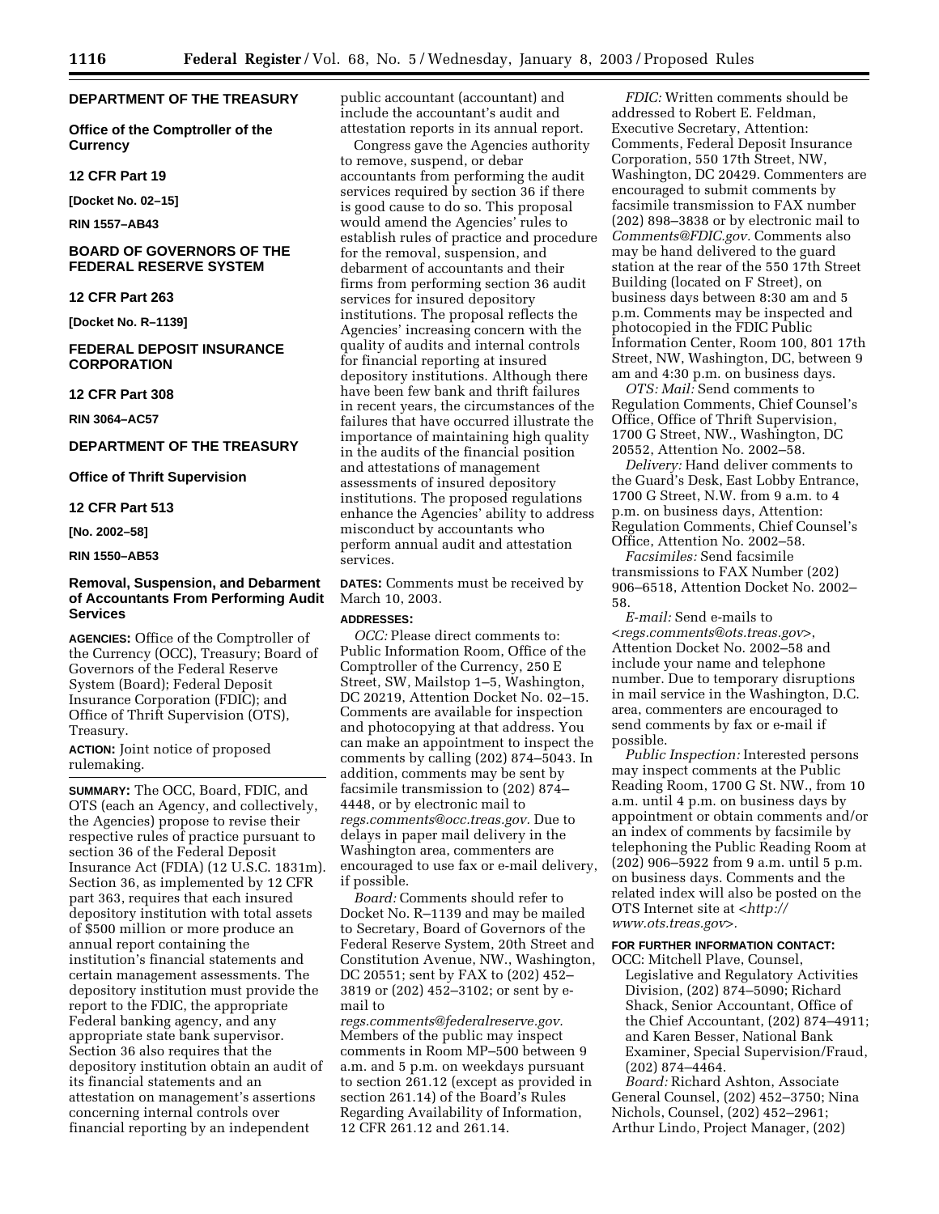**DEPARTMENT OF THE TREASURY**

**Office of the Comptroller of the Currency**

**12 CFR Part 19**

**[Docket No. 02–15]**

**RIN 1557–AB43**

**BOARD OF GOVERNORS OF THE FEDERAL RESERVE SYSTEM**

**12 CFR Part 263**

**[Docket No. R–1139]**

**FEDERAL DEPOSIT INSURANCE CORPORATION**

**12 CFR Part 308**

**RIN 3064–AC57**

**DEPARTMENT OF THE TREASURY**

**Office of Thrift Supervision**

**12 CFR Part 513**

**[No. 2002–58]**

**RIN 1550–AB53**

## Removal, Suspension, and Debarment of Accountants From Performing Audit Services

**AGENCIES:** Office of the Comptroller of the Currency (OCC), Treasury; Board of Governors of the Federal Reserve System (Board); Federal Deposit Insurance Corporation (FDIC); and Office of Thrift Supervision (OTS), Treasury.

**ACTION:** Joint notice of proposed rulemaking.

**SUMMARY:** The OCC, Board, FDIC, and OTS (each an Agency, and collectively, the Agencies) propose to revise their respective rules of practice pursuant to section 36 of the Federal Deposit Insurance Act (FDIA) (12 U.S.C. 1831m). Section 36, as implemented by 12 CFR part 363, requires that each insured depository institution with total assets of $500 million or more produce an annual report containing the institution's financial statements and certain management assessments. The depository institution must provide the report to the FDIC, the appropriate Federal banking agency, and any appropriate state bank supervisor. Section 36 also requires that the depository institution obtain an audit of its financial statements and an attestation on management's assertions concerning internal controls over financial reporting by an independent public accountant (accountant) and include the accountant's audit and attestation reports in its annual report.

Congress gave the Agencies authority to remove, suspend, or debar accountants from performing the audit services required by section 36 if there is good cause to do so. This proposal would amend the Agencies' rules to establish rules of practice and procedure for the removal, suspension, and debarment of accountants and their firms from performing section 36 audit services for insured depository institutions. The proposal reflects the Agencies' increasing concern with the quality of audits and internal controls for financial reporting at insured depository institutions. Although there have been few bank and thrift failures in recent years, the circumstances of the failures that have occurred illustrate the importance of maintaining high quality in the audits of the financial position and attestations of management assessments of insured depository institutions. The proposed regulations enhance the Agencies' ability to address misconduct by accountants who perform annual audit and attestation services.

**DATES:** Comments must be received by March 10, 2003.

**ADDRESSES:**

*OCC:* Please direct comments to: Public Information Room, Office of the Comptroller of the Currency, 250 E Street, SW, Mailstop 1–5, Washington, DC 20219, Attention Docket No. 02–15. Comments are available for inspection and photocopying at that address. You can make an appointment to inspect the comments by calling (202) 874–5043. In addition, comments may be sent by facsimile transmission to (202) 874–4448, or by electronic mail to *regs.comments@occ.treas.gov.* Due to delays in paper mail delivery in the Washington area, commenters are encouraged to use fax or e-mail delivery, if possible.

*Board:* Comments should refer to Docket No. R–1139 and may be mailed to Secretary, Board of Governors of the Federal Reserve System, 20th Street and Constitution Avenue, NW., Washington, DC 20551; sent by FAX to (202) 452–3819 or (202) 452–3102; or sent by e-mail to *regs.comments@federalreserve.gov.* Members of the public may inspect comments in Room MP–500 between 9 a.m. and 5 p.m. on weekdays pursuant to section 261.12 (except as provided in section 261.14) of the Board's Rules Regarding Availability of Information, 12 CFR 261.12 and 261.14.

*FDIC:* Written comments should be addressed to Robert E. Feldman, Executive Secretary, Attention: Comments, Federal Deposit Insurance Corporation, 550 17th Street, NW, Washington, DC 20429. Commenters are encouraged to submit comments by facsimile transmission to FAX number (202) 898–3838 or by electronic mail to *Comments@FDIC.gov.* Comments also may be hand delivered to the guard station at the rear of the 550 17th Street Building (located on F Street), on business days between 8:30 am and 5 p.m. Comments may be inspected and photocopied in the FDIC Public Information Center, Room 100, 801 17th Street, NW, Washington, DC, between 9 am and 4:30 p.m. on business days.

*OTS: Mail:* Send comments to Regulation Comments, Chief Counsel's Office, Office of Thrift Supervision, 1700 G Street, NW., Washington, DC 20552, Attention No. 2002–58.

*Delivery:* Hand deliver comments to the Guard's Desk, East Lobby Entrance, 1700 G Street, N.W. from 9 a.m. to 4 p.m. on business days, Attention: Regulation Comments, Chief Counsel's Office, Attention No. 2002–58.

*Facsimiles:* Send facsimile transmissions to FAX Number (202) 906–6518, Attention Docket No. 2002–58.

*E-mail:* Send e-mails to <*regs.comments@ots.treas.gov*>, Attention Docket No. 2002–58 and include your name and telephone number. Due to temporary disruptions in mail service in the Washington, D.C. area, commenters are encouraged to send comments by fax or e-mail if possible.

*Public Inspection:* Interested persons may inspect comments at the Public Reading Room, 1700 G St. NW., from 10 a.m. until 4 p.m. on business days by appointment or obtain comments and/or an index of comments by facsimile by telephoning the Public Reading Room at (202) 906–5922 from 9 a.m. until 5 p.m. on business days. Comments and the related index will also be posted on the OTS Internet site at <*http://www.ots.treas.gov*>.

**FOR FURTHER INFORMATION CONTACT:**

OCC: Mitchell Plave, Counsel, Legislative and Regulatory Activities Division, (202) 874–5090; Richard Shack, Senior Accountant, Office of the Chief Accountant, (202) 874–4911; and Karen Besser, National Bank Examiner, Special Supervision/Fraud, (202) 874–4464.

*Board:* Richard Ashton, Associate General Counsel, (202) 452–3750; Nina Nichols, Counsel, (202) 452–2961; Arthur Lindo, Project Manager, (202)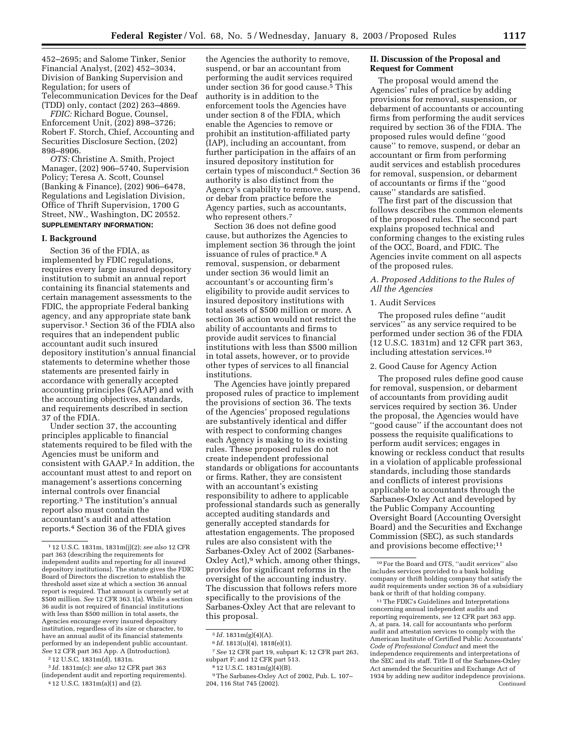452–2695; and Salome Tinker, Senior Financial Analyst, (202) 452–3034, Division of Banking Supervision and Regulation; for users of Telecommunication Devices for the Deaf (TDD) only, contact (202) 263–4869.

*FDIC:* Richard Bogue, Counsel, Enforcement Unit, (202) 898–3726; Robert F. Storch, Chief, Accounting and Securities Disclosure Section, (202) 898–8906.

*OTS:* Christine A. Smith, Project Manager, (202) 906–5740, Supervision Policy; Teresa A. Scott, Counsel (Banking & Finance), (202) 906–6478, Regulations and Legislation Division, Office of Thrift Supervision, 1700 G Street, NW., Washington, DC 20552.

**SUPPLEMENTARY INFORMATION:**

## I. Background

Section 36 of the FDIA, as implemented by FDIC regulations, requires every large insured depository institution to submit an annual report containing its financial statements and certain management assessments to the FDIC, the appropriate Federal banking agency, and any appropriate state bank supervisor.[1] Section 36 of the FDIA also requires that an independent public accountant audit such insured depository institution's annual financial statements to determine whether those statements are presented fairly in accordance with generally accepted accounting principles (GAAP) and with the accounting objectives, standards, and requirements described in section 37 of the FDIA.

Under section 37, the accounting principles applicable to financial statements required to be filed with the Agencies must be uniform and consistent with GAAP.[2] In addition, the accountant must attest to and report on management's assertions concerning internal controls over financial reporting.[3] The institution's annual report also must contain the accountant's audit and attestation reports.[4] Section 36 of the FDIA gives the Agencies the authority to remove, suspend, or bar an accountant from performing the audit services required under section 36 for good cause.[5] This authority is in addition to the enforcement tools the Agencies have under section 8 of the FDIA, which enable the Agencies to remove or prohibit an institution-affiliated party (IAP), including an accountant, from further participation in the affairs of an insured depository institution for certain types of misconduct.[6] Section 36 authority is also distinct from the Agency's capability to remove, suspend, or debar from practice before the Agency parties, such as accountants, who represent others.[7]

Section 36 does not define good cause, but authorizes the Agencies to implement section 36 through the joint issuance of rules of practice.[8] A removal, suspension, or debarment under section 36 would limit an accountant's or accounting firm's eligibility to provide audit services to insured depository institutions with total assets of $500 million or more. A section 36 action would not restrict the ability of accountants and firms to provide audit services to financial institutions with less than $500 million in total assets, however, or to provide other types of services to all financial institutions.

The Agencies have jointly prepared proposed rules of practice to implement the provisions of section 36. The texts of the Agencies' proposed regulations are substantively identical and differ with respect to conforming changes each Agency is making to its existing rules. These proposed rules do not create independent professional standards or obligations for accountants or firms. Rather, they are consistent with an accountant's existing responsibility to adhere to applicable professional standards such as generally accepted auditing standards and generally accepted standards for attestation engagements. The proposed rules are also consistent with the Sarbanes-Oxley Act of 2002 (Sarbanes-Oxley Act),[9] which, among other things, provides for significant reforms in the oversight of the accounting industry. The discussion that follows refers more specifically to the provisions of the Sarbanes-Oxley Act that are relevant to this proposal.

## II. Discussion of the Proposal and Request for Comment

The proposal would amend the Agencies' rules of practice by adding provisions for removal, suspension, or debarment of accountants or accounting firms from performing the audit services required by section 36 of the FDIA. The proposed rules would define "good cause" to remove, suspend, or debar an accountant or firm from performing audit services and establish procedures for removal, suspension, or debarment of accountants or firms if the "good cause" standards are satisfied.

The first part of the discussion that follows describes the common elements of the proposed rules. The second part explains proposed technical and conforming changes to the existing rules of the OCC, Board, and FDIC. The Agencies invite comment on all aspects of the proposed rules.

### *A. Proposed Additions to the Rules of All the Agencies*

#### 1. Audit Services

The proposed rules define "audit services" as any service required to be performed under section 36 of the FDIA (12 U.S.C. 1831m) and 12 CFR part 363, including attestation services.[10]

#### 2. Good Cause for Agency Action

The proposed rules define good cause for removal, suspension, or debarment of accountants from providing audit services required by section 36. Under the proposal, the Agencies would have "good cause" if the accountant does not possess the requisite qualifications to perform audit services; engages in knowing or reckless conduct that results in a violation of applicable professional standards, including those standards and conflicts of interest provisions applicable to accountants through the Sarbanes-Oxley Act and developed by the Public Company Accounting Oversight Board (Accounting Oversight Board) and the Securities and Exchange Commission (SEC), as such standards and provisions become effective;[11]

---

[1] 12 U.S.C. 1831m, 1831m(j)(2); *see also* 12 CFR part 363 (describing the requirements for independent audits and reporting for all insured depository institutions). The statute gives the FDIC Board of Directors the discretion to establish the threshold asset size at which a section 36 annual report is required. That amount is currently set at $500 million. *See* 12 CFR 363.1(a). While a section 36 audit is not required of financial institutions with less than $500 million in total assets, the Agencies encourage every insured depository institution, regardless of its size or character, to have an annual audit of its financial statements performed by an independent public accountant. *See* 12 CFR part 363 App. A (Introduction).

[2] 12 U.S.C. 1831m(d), 1831n.

[3] *Id.* 1831m(c): *see also* 12 CFR part 363 (independent audit and reporting requirements).

[4] 12 U.S.C. 1831m(a)(1) and (2).

[5] *Id.* 1831m(g)(4)(A).

[6] *Id.* 1813(u)(4), 1818(e)(1).

[7] *See* 12 CFR part 19, subpart K; 12 CFR part 263, subpart F; and 12 CFR part 513.

[8] 12 U.S.C. 1831m(g)(4)(B).

[9] The Sarbanes-Oxley Act of 2002, Pub. L. 107–204, 116 Stat 745 (2002).

[10] For the Board and OTS, "audit services" also includes services provided to a bank holding company or thrift holding company that satisfy the audit requirements under section 36 of a subsidiary bank or thrift of that holding company.

[11] The FDIC's Guidelines and Interpretations concerning annual independent audits and reporting requirements, *see* 12 CFR part 363 app. A, at para. 14, call for accountants who perform audit and attestation services to comply with the American Institute of Certified Public Accountants' *Code of Professional Conduct* and meet the independence requirements and interpretations of the SEC and its staff. Title II of the Sarbanes-Oxley Act amended the Securities and Exchange Act of 1934 by adding new auditor indepdence provisions. Continued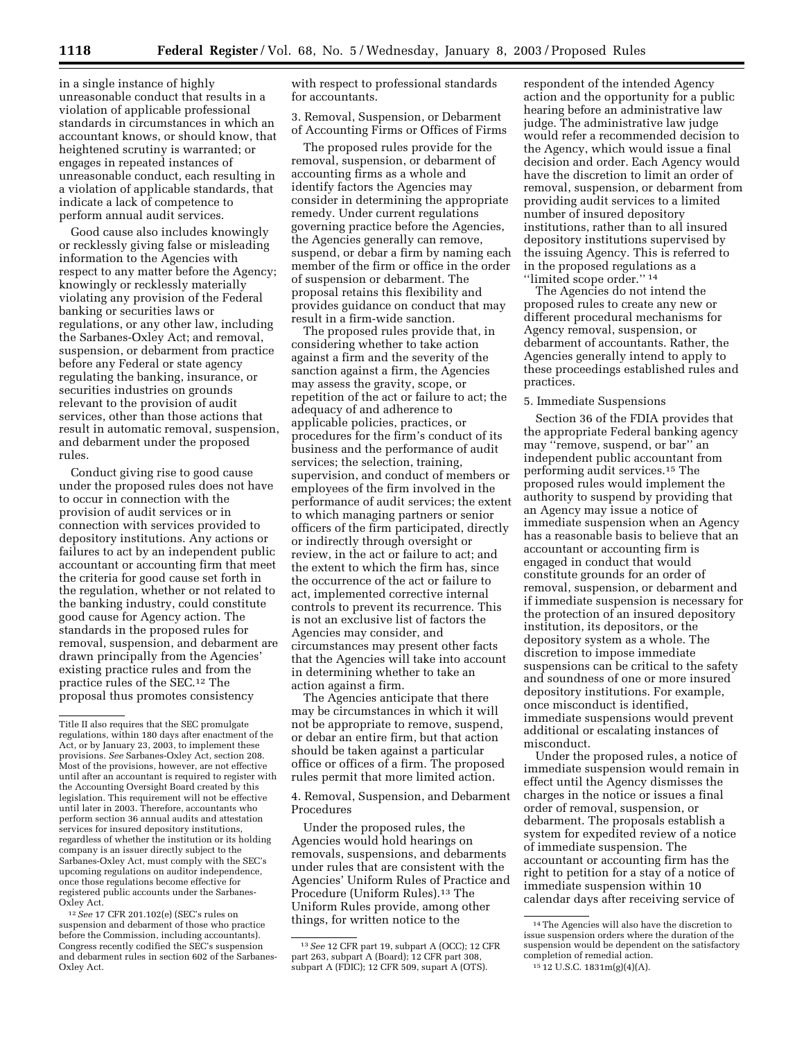in a single instance of highly unreasonable conduct that results in a violation of applicable professional standards in circumstances in which an accountant knows, or should know, that heightened scrutiny is warranted; or engages in repeated instances of unreasonable conduct, each resulting in a violation of applicable standards, that indicate a lack of competence to perform annual audit services.

Good cause also includes knowingly or recklessly giving false or misleading information to the Agencies with respect to any matter before the Agency; knowingly or recklessly materially violating any provision of the Federal banking or securities laws or regulations, or any other law, including the Sarbanes-Oxley Act; and removal, suspension, or debarment from practice before any Federal or state agency regulating the banking, insurance, or securities industries on grounds relevant to the provision of audit services, other than those actions that result in automatic removal, suspension, and debarment under the proposed rules.

Conduct giving rise to good cause under the proposed rules does not have to occur in connection with the provision of audit services or in connection with services provided to depository institutions. Any actions or failures to act by an independent public accountant or accounting firm that meet the criteria for good cause set forth in the regulation, whether or not related to the banking industry, could constitute good cause for Agency action. The standards in the proposed rules for removal, suspension, and debarment are drawn principally from the Agencies' existing practice rules and from the practice rules of the SEC.[12] The proposal thus promotes consistency with respect to professional standards for accountants.

3. Removal, Suspension, or Debarment of Accounting Firms or Offices of Firms

The proposed rules provide for the removal, suspension, or debarment of accounting firms as a whole and identify factors the Agencies may consider in determining the appropriate remedy. Under current regulations governing practice before the Agencies, the Agencies generally can remove, suspend, or debar a firm by naming each member of the firm or office in the order of suspension or debarment. The proposal retains this flexibility and provides guidance on conduct that may result in a firm-wide sanction.

The proposed rules provide that, in considering whether to take action against a firm and the severity of the sanction against a firm, the Agencies may assess the gravity, scope, or repetition of the act or failure to act; the adequacy of and adherence to applicable policies, practices, or procedures for the firm's conduct of its business and the performance of audit services; the selection, training, supervision, and conduct of members or employees of the firm involved in the performance of audit services; the extent to which managing partners or senior officers of the firm participated, directly or indirectly through oversight or review, in the act or failure to act; and the extent to which the firm has, since the occurrence of the act or failure to act, implemented corrective internal controls to prevent its recurrence. This is not an exclusive list of factors the Agencies may consider, and circumstances may present other facts that the Agencies will take into account in determining whether to take an action against a firm.

The Agencies anticipate that there may be circumstances in which it will not be appropriate to remove, suspend, or debar an entire firm, but that action should be taken against a particular office or offices of a firm. The proposed rules permit that more limited action.

4. Removal, Suspension, and Debarment Procedures

Under the proposed rules, the Agencies would hold hearings on removals, suspensions, and debarments under rules that are consistent with the Agencies' Uniform Rules of Practice and Procedure (Uniform Rules).[13] The Uniform Rules provide, among other things, for written notice to the respondent of the intended Agency action and the opportunity for a public hearing before an administrative law judge. The administrative law judge would refer a recommended decision to the Agency, which would issue a final decision and order. Each Agency would have the discretion to limit an order of removal, suspension, or debarment from providing audit services to a limited number of insured depository institutions, rather than to all insured depository institutions supervised by the issuing Agency. This is referred to in the proposed regulations as a "limited scope order." [14]

The Agencies do not intend the proposed rules to create any new or different procedural mechanisms for Agency removal, suspension, or debarment of accountants. Rather, the Agencies generally intend to apply to these proceedings established rules and practices.

5. Immediate Suspensions

Section 36 of the FDIA provides that the appropriate Federal banking agency may "remove, suspend, or bar" an independent public accountant from performing audit services.[15] The proposed rules would implement the authority to suspend by providing that an Agency may issue a notice of immediate suspension when an Agency has a reasonable basis to believe that an accountant or accounting firm is engaged in conduct that would constitute grounds for an order of removal, suspension, or debarment and if immediate suspension is necessary for the protection of an insured depository institution, its depositors, or the depository system as a whole. The discretion to impose immediate suspensions can be critical to the safety and soundness of one or more insured depository institutions. For example, once misconduct is identified, immediate suspensions would prevent additional or escalating instances of misconduct.

Under the proposed rules, a notice of immediate suspension would remain in effect until the Agency dismisses the charges in the notice or issues a final order of removal, suspension, or debarment. The proposals establish a system for expedited review of a notice of immediate suspension. The accountant or accounting firm has the right to petition for a stay of a notice of immediate suspension within 10 calendar days after receiving service of

---

Title II also requires that the SEC promulgate regulations, within 180 days after enactment of the Act, or by January 23, 2003, to implement these provisions. *See* Sarbanes-Oxley Act, section 208. Most of the provisions, however, are not effective until after an accountant is required to register with the Accounting Oversight Board created by this legislation. This requirement will not be effective until later in 2003. Therefore, accountants who perform section 36 annual audits and attestation services for insured depository institutions, regardless of whether the institution or its holding company is an issuer directly subject to the Sarbanes-Oxley Act, must comply with the SEC's upcoming regulations on auditor independence, once those regulations become effective for registered public accounts under the Sarbanes-Oxley Act.

[12] *See* 17 CFR 201.102(e) (SEC's rules on suspension and debarment of those who practice before the Commission, including accountants). Congress recently codified the SEC's suspension and debarment rules in section 602 of the Sarbanes-Oxley Act.

[13] *See* 12 CFR part 19, subpart A (OCC); 12 CFR part 263, subpart A (Board); 12 CFR part 308, subpart A (FDIC); 12 CFR 509, supart A (OTS).

[14] The Agencies will also have the discretion to issue suspension orders where the duration of the suspension would be dependent on the satisfactory completion of remedial action.

[15] 12 U.S.C. 1831m(g)(4)(A).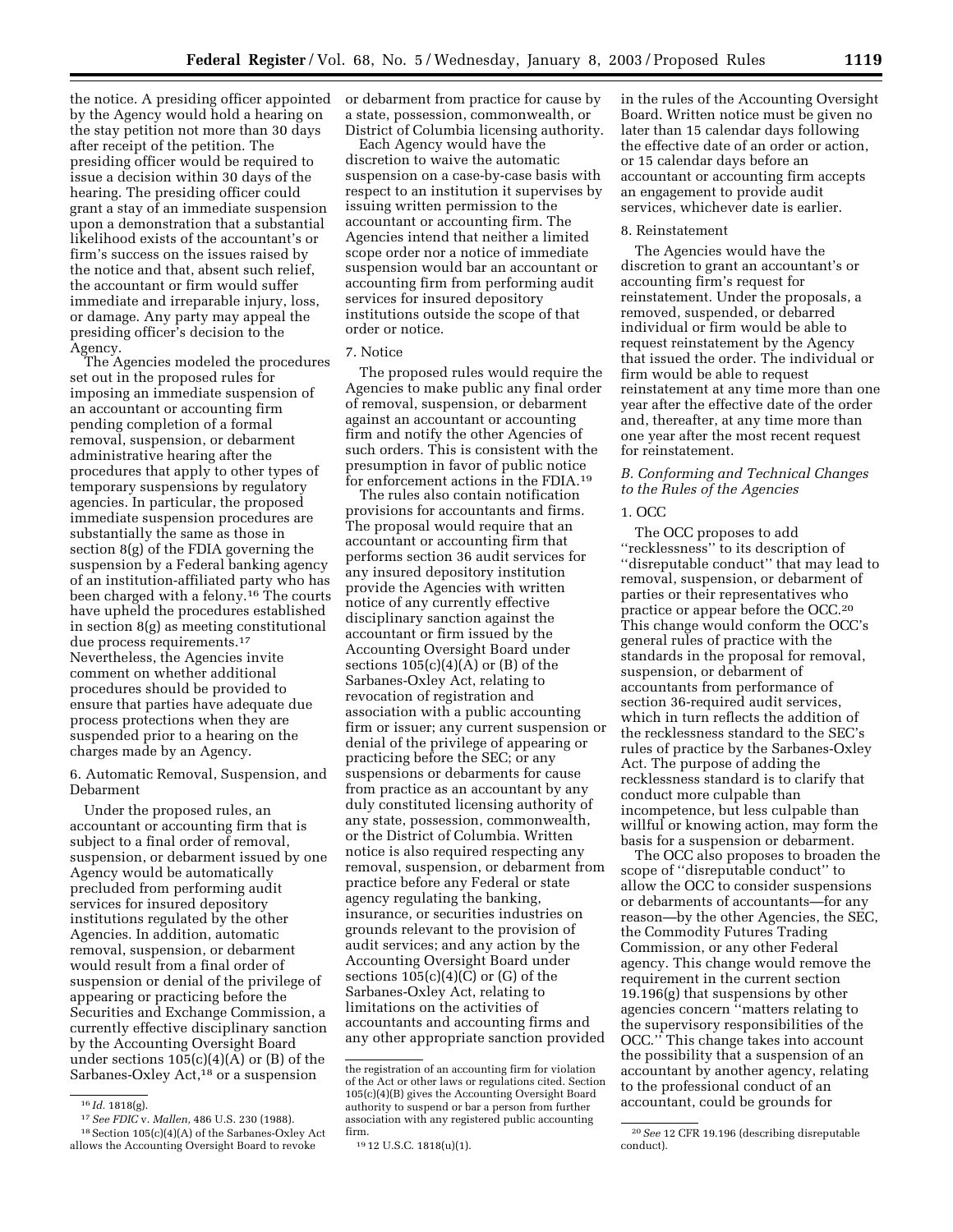the notice. A presiding officer appointed by the Agency would hold a hearing on the stay petition not more than 30 days after receipt of the petition. The presiding officer would be required to issue a decision within 30 days of the hearing. The presiding officer could grant a stay of an immediate suspension upon a demonstration that a substantial likelihood exists of the accountant's or firm's success on the issues raised by the notice and that, absent such relief, the accountant or firm would suffer immediate and irreparable injury, loss, or damage. Any party may appeal the presiding officer's decision to the Agency.

The Agencies modeled the procedures set out in the proposed rules for imposing an immediate suspension of an accountant or accounting firm pending completion of a formal removal, suspension, or debarment administrative hearing after the procedures that apply to other types of temporary suspensions by regulatory agencies. In particular, the proposed immediate suspension procedures are substantially the same as those in section 8(g) of the FDIA governing the suspension by a Federal banking agency of an institution-affiliated party who has been charged with a felony.[16] The courts have upheld the procedures established in section 8(g) as meeting constitutional due process requirements.[17] Nevertheless, the Agencies invite comment on whether additional procedures should be provided to ensure that parties have adequate due process protections when they are suspended prior to a hearing on the charges made by an Agency.

6. Automatic Removal, Suspension, and Debarment

Under the proposed rules, an accountant or accounting firm that is subject to a final order of removal, suspension, or debarment issued by one Agency would be automatically precluded from performing audit services for insured depository institutions regulated by the other Agencies. In addition, automatic removal, suspension, or debarment would result from a final order of suspension or denial of the privilege of appearing or practicing before the Securities and Exchange Commission, a currently effective disciplinary sanction by the Accounting Oversight Board under sections 105(c)(4)(A) or (B) of the Sarbanes-Oxley Act,[18] or a suspension or debarment from practice for cause by a state, possession, commonwealth, or District of Columbia licensing authority.

Each Agency would have the discretion to waive the automatic suspension on a case-by-case basis with respect to an institution it supervises by issuing written permission to the accountant or accounting firm. The Agencies intend that neither a limited scope order nor a notice of immediate suspension would bar an accountant or accounting firm from performing audit services for insured depository institutions outside the scope of that order or notice.

7. Notice

The proposed rules would require the Agencies to make public any final order of removal, suspension, or debarment against an accountant or accounting firm and notify the other Agencies of such orders. This is consistent with the presumption in favor of public notice for enforcement actions in the FDIA.[19]

The rules also contain notification provisions for accountants and firms. The proposal would require that an accountant or accounting firm that performs section 36 audit services for any insured depository institution provide the Agencies with written notice of any currently effective disciplinary sanction against the accountant or firm issued by the Accounting Oversight Board under sections 105(c)(4)(A) or (B) of the Sarbanes-Oxley Act, relating to revocation of registration and association with a public accounting firm or issuer; any current suspension or denial of the privilege of appearing or practicing before the SEC; or any suspensions or debarments for cause from practice as an accountant by any duly constituted licensing authority of any state, possession, commonwealth, or the District of Columbia. Written notice is also required respecting any removal, suspension, or debarment from practice before any Federal or state agency regulating the banking, insurance, or securities industries on grounds relevant to the provision of audit services; and any action by the Accounting Oversight Board under sections 105(c)(4)(C) or (G) of the Sarbanes-Oxley Act, relating to limitations on the activities of accountants and accounting firms and any other appropriate sanction provided in the rules of the Accounting Oversight Board. Written notice must be given no later than 15 calendar days following the effective date of an order or action, or 15 calendar days before an accountant or accounting firm accepts an engagement to provide audit services, whichever date is earlier.

8. Reinstatement

The Agencies would have the discretion to grant an accountant's or accounting firm's request for reinstatement. Under the proposals, a removed, suspended, or debarred individual or firm would be able to request reinstatement by the Agency that issued the order. The individual or firm would be able to request reinstatement at any time more than one year after the effective date of the order and, thereafter, at any time more than one year after the most recent request for reinstatement.

*B. Conforming and Technical Changes to the Rules of the Agencies*

1. OCC

The OCC proposes to add "recklessness" to its description of "disreputable conduct" that may lead to removal, suspension, or debarment of parties or their representatives who practice or appear before the OCC.[20] This change would conform the OCC's general rules of practice with the standards in the proposal for removal, suspension, or debarment of accountants from performance of section 36-required audit services, which in turn reflects the addition of the recklessness standard to the SEC's rules of practice by the Sarbanes-Oxley Act. The purpose of adding the recklessness standard is to clarify that conduct more culpable than incompetence, but less culpable than willful or knowing action, may form the basis for a suspension or debarment.

The OCC also proposes to broaden the scope of "disreputable conduct" to allow the OCC to consider suspensions or debarments of accountants—for any reason—by the other Agencies, the SEC, the Commodity Futures Trading Commission, or any other Federal agency. This change would remove the requirement in the current section 19.196(g) that suspensions by other agencies concern "matters relating to the supervisory responsibilities of the OCC." This change takes into account the possibility that a suspension of an accountant by another agency, relating to the professional conduct of an accountant, could be grounds for

---

[16] *Id.* 1818(g).

[17] *See FDIC* v. *Mallen,* 486 U.S. 230 (1988).

[18] Section 105(c)(4)(A) of the Sarbanes-Oxley Act allows the Accounting Oversight Board to revoke the registration of an accounting firm for violation of the Act or other laws or regulations cited. Section 105(c)(4)(B) gives the Accounting Oversight Board authority to suspend or bar a person from further association with any registered public accounting firm.

[19] 12 U.S.C. 1818(u)(1).

[20] *See* 12 CFR 19.196 (describing disreputable conduct).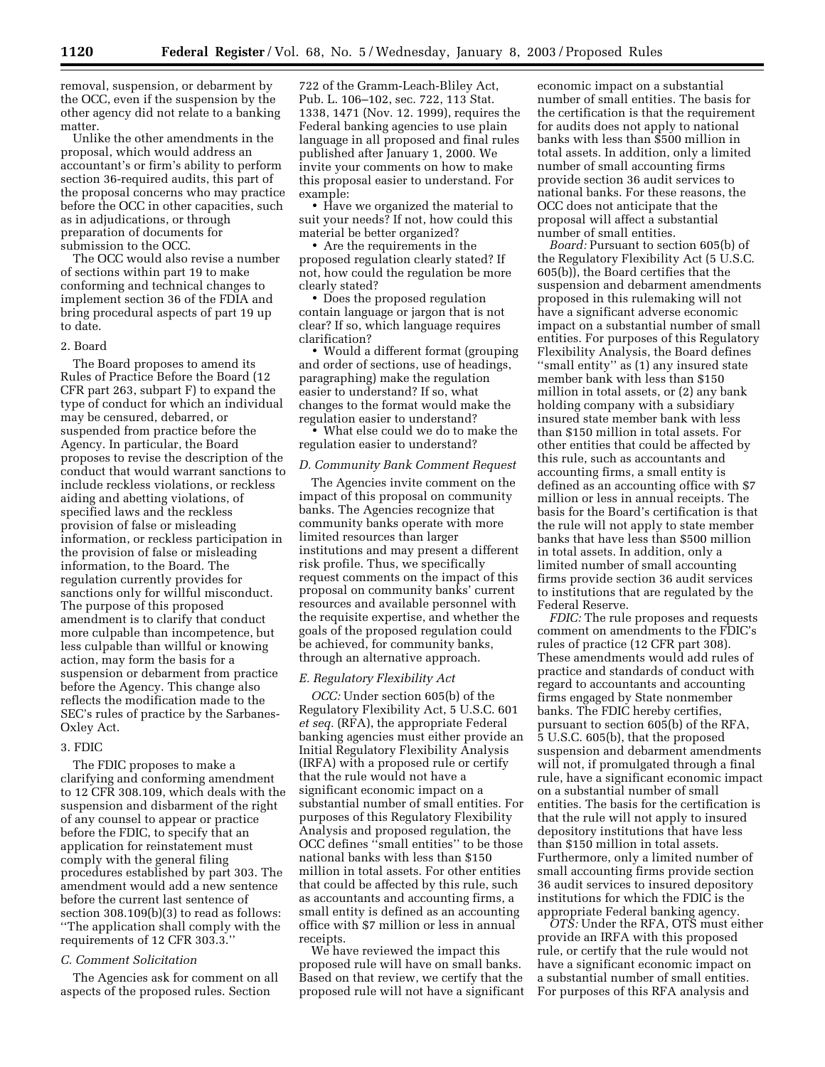removal, suspension, or debarment by the OCC, even if the suspension by the other agency did not relate to a banking matter.

Unlike the other amendments in the proposal, which would address an accountant's or firm's ability to perform section 36-required audits, this part of the proposal concerns who may practice before the OCC in other capacities, such as in adjudications, or through preparation of documents for submission to the OCC.

The OCC would also revise a number of sections within part 19 to make conforming and technical changes to implement section 36 of the FDIA and bring procedural aspects of part 19 up to date.

2. Board

The Board proposes to amend its Rules of Practice Before the Board (12 CFR part 263, subpart F) to expand the type of conduct for which an individual may be censured, debarred, or suspended from practice before the Agency. In particular, the Board proposes to revise the description of the conduct that would warrant sanctions to include reckless violations, or reckless aiding and abetting violations, of specified laws and the reckless provision of false or misleading information, or reckless participation in the provision of false or misleading information, to the Board. The regulation currently provides for sanctions only for willful misconduct. The purpose of this proposed amendment is to clarify that conduct more culpable than incompetence, but less culpable than willful or knowing action, may form the basis for a suspension or debarment from practice before the Agency. This change also reflects the modification made to the SEC's rules of practice by the Sarbanes-Oxley Act.

3. FDIC

The FDIC proposes to make a clarifying and conforming amendment to 12 CFR 308.109, which deals with the suspension and disbarment of the right of any counsel to appear or practice before the FDIC, to specify that an application for reinstatement must comply with the general filing procedures established by part 303. The amendment would add a new sentence before the current last sentence of section 308.109(b)(3) to read as follows: ''The application shall comply with the requirements of 12 CFR 303.3.''

*C. Comment Solicitation*

The Agencies ask for comment on all aspects of the proposed rules. Section 722 of the Gramm-Leach-Bliley Act, Pub. L. 106–102, sec. 722, 113 Stat. 1338, 1471 (Nov. 12. 1999), requires the Federal banking agencies to use plain language in all proposed and final rules published after January 1, 2000. We invite your comments on how to make this proposal easier to understand. For example:

- Have we organized the material to suit your needs? If not, how could this material be better organized?
- Are the requirements in the proposed regulation clearly stated? If not, how could the regulation be more clearly stated?
- Does the proposed regulation contain language or jargon that is not clear? If so, which language requires clarification?
- Would a different format (grouping and order of sections, use of headings, paragraphing) make the regulation easier to understand? If so, what changes to the format would make the regulation easier to understand?
- What else could we do to make the regulation easier to understand?

*D. Community Bank Comment Request*

The Agencies invite comment on the impact of this proposal on community banks. The Agencies recognize that community banks operate with more limited resources than larger institutions and may present a different risk profile. Thus, we specifically request comments on the impact of this proposal on community banks' current resources and available personnel with the requisite expertise, and whether the goals of the proposed regulation could be achieved, for community banks, through an alternative approach.

*E. Regulatory Flexibility Act*

*OCC:* Under section 605(b) of the Regulatory Flexibility Act, 5 U.S.C. 601 *et seq.* (RFA), the appropriate Federal banking agencies must either provide an Initial Regulatory Flexibility Analysis (IRFA) with a proposed rule or certify that the rule would not have a significant economic impact on a substantial number of small entities. For purposes of this Regulatory Flexibility Analysis and proposed regulation, the OCC defines ''small entities'' to be those national banks with less than $150 million in total assets. For other entities that could be affected by this rule, such as accountants and accounting firms, a small entity is defined as an accounting office with $7 million or less in annual receipts.

We have reviewed the impact this proposed rule will have on small banks. Based on that review, we certify that the proposed rule will not have a significant economic impact on a substantial number of small entities. The basis for the certification is that the requirement for audits does not apply to national banks with less than $500 million in total assets. In addition, only a limited number of small accounting firms provide section 36 audit services to national banks. For these reasons, the OCC does not anticipate that the proposal will affect a substantial number of small entities.

*Board:* Pursuant to section 605(b) of the Regulatory Flexibility Act (5 U.S.C. 605(b)), the Board certifies that the suspension and debarment amendments proposed in this rulemaking will not have a significant adverse economic impact on a substantial number of small entities. For purposes of this Regulatory Flexibility Analysis, the Board defines ''small entity'' as (1) any insured state member bank with less than $150 million in total assets, or (2) any bank holding company with a subsidiary insured state member bank with less than $150 million in total assets. For other entities that could be affected by this rule, such as accountants and accounting firms, a small entity is defined as an accounting office with $7 million or less in annual receipts. The basis for the Board's certification is that the rule will not apply to state member banks that have less than $500 million in total assets. In addition, only a limited number of small accounting firms provide section 36 audit services to institutions that are regulated by the Federal Reserve.

*FDIC:* The rule proposes and requests comment on amendments to the FDIC's rules of practice (12 CFR part 308). These amendments would add rules of practice and standards of conduct with regard to accountants and accounting firms engaged by State nonmember banks. The FDIC hereby certifies, pursuant to section 605(b) of the RFA, 5 U.S.C. 605(b), that the proposed suspension and debarment amendments will not, if promulgated through a final rule, have a significant economic impact on a substantial number of small entities. The basis for the certification is that the rule will not apply to insured depository institutions that have less than $150 million in total assets. Furthermore, only a limited number of small accounting firms provide section 36 audit services to insured depository institutions for which the FDIC is the appropriate Federal banking agency.

*OTS:* Under the RFA, OTS must either provide an IRFA with this proposed rule, or certify that the rule would not have a significant economic impact on a substantial number of small entities. For purposes of this RFA analysis and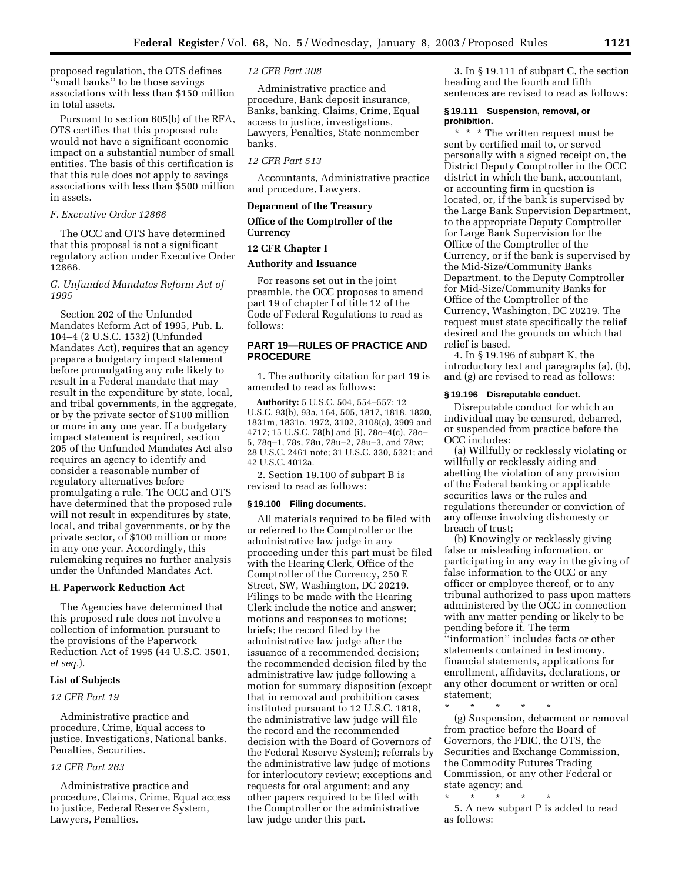proposed regulation, the OTS defines ''small banks'' to be those savings associations with less than $150 million in total assets.

Pursuant to section 605(b) of the RFA, OTS certifies that this proposed rule would not have a significant economic impact on a substantial number of small entities. The basis of this certification is that this rule does not apply to savings associations with less than $500 million in assets.

*F. Executive Order 12866*

The OCC and OTS have determined that this proposal is not a significant regulatory action under Executive Order 12866.

*G. Unfunded Mandates Reform Act of 1995*

Section 202 of the Unfunded Mandates Reform Act of 1995, Pub. L. 104–4 (2 U.S.C. 1532) (Unfunded Mandates Act), requires that an agency prepare a budgetary impact statement before promulgating any rule likely to result in a Federal mandate that may result in the expenditure by state, local, and tribal governments, in the aggregate, or by the private sector of $100 million or more in any one year. If a budgetary impact statement is required, section 205 of the Unfunded Mandates Act also requires an agency to identify and consider a reasonable number of regulatory alternatives before promulgating a rule. The OCC and OTS have determined that the proposed rule will not result in expenditures by state, local, and tribal governments, or by the private sector, of $100 million or more in any one year. Accordingly, this rulemaking requires no further analysis under the Unfunded Mandates Act.

**H. Paperwork Reduction Act**

The Agencies have determined that this proposed rule does not involve a collection of information pursuant to the provisions of the Paperwork Reduction Act of 1995 (44 U.S.C. 3501, *et seq.*).

**List of Subjects**

*12 CFR Part 19*

Administrative practice and procedure, Crime, Equal access to justice, Investigations, National banks, Penalties, Securities.

*12 CFR Part 263*

Administrative practice and procedure, Claims, Crime, Equal access to justice, Federal Reserve System, Lawyers, Penalties.

*12 CFR Part 308*

Administrative practice and procedure, Bank deposit insurance, Banks, banking, Claims, Crime, Equal access to justice, investigations, Lawyers, Penalties, State nonmember banks.

*12 CFR Part 513*

Accountants, Administrative practice and procedure, Lawyers.

**Deparment of the Treasury**

**Office of the Comptroller of the Currency**

**12 CFR Chapter I**

**Authority and Issuance**

For reasons set out in the joint preamble, the OCC proposes to amend part 19 of chapter I of title 12 of the Code of Federal Regulations to read as follows:

## PART 19—RULES OF PRACTICE AND PROCEDURE

1. The authority citation for part 19 is amended to read as follows:

**Authority:** 5 U.S.C. 504, 554–557; 12 U.S.C. 93(b), 93a, 164, 505, 1817, 1818, 1820, 1831m, 1831o, 1972, 3102, 3108(a), 3909 and 4717; 15 U.S.C. 78(h) and (i), 78o–4(c), 78o–5, 78q–1, 78s, 78u, 78u–2, 78u–3, and 78w; 28 U.S.C. 2461 note; 31 U.S.C. 330, 5321; and 42 U.S.C. 4012a.

2. Section 19.100 of subpart B is revised to read as follows:

### § 19.100 Filing documents.

All materials required to be filed with or referred to the Comptroller or the administrative law judge in any proceeding under this part must be filed with the Hearing Clerk, Office of the Comptroller of the Currency, 250 E Street, SW, Washington, DC 20219. Filings to be made with the Hearing Clerk include the notice and answer; motions and responses to motions; briefs; the record filed by the administrative law judge after the issuance of a recommended decision; the recommended decision filed by the administrative law judge following a motion for summary disposition (except that in removal and prohibition cases instituted pursuant to 12 U.S.C. 1818, the administrative law judge will file the record and the recommended decision with the Board of Governors of the Federal Reserve System); referrals by the administrative law judge of motions for interlocutory review; exceptions and requests for oral argument; and any other papers required to be filed with the Comptroller or the administrative law judge under this part.

3. In § 19.111 of subpart C, the section heading and the fourth and fifth sentences are revised to read as follows:

### § 19.111 Suspension, removal, or prohibition.

\* \* \* The written request must be sent by certified mail to, or served personally with a signed receipt on, the District Deputy Comptroller in the OCC district in which the bank, accountant, or accounting firm in question is located, or, if the bank is supervised by the Large Bank Supervision Department, to the appropriate Deputy Comptroller for Large Bank Supervision for the Office of the Comptroller of the Currency, or if the bank is supervised by the Mid-Size/Community Banks Department, to the Deputy Comptroller for Mid-Size/Community Banks for Office of the Comptroller of the Currency, Washington, DC 20219. The request must state specifically the relief desired and the grounds on which that relief is based.

4. In § 19.196 of subpart K, the introductory text and paragraphs (a), (b), and (g) are revised to read as follows:

### § 19.196 Disreputable conduct.

Disreputable conduct for which an individual may be censured, debarred, or suspended from practice before the OCC includes:

(a) Willfully or recklessly violating or willfully or recklessly aiding and abetting the violation of any provision of the Federal banking or applicable securities laws or the rules and regulations thereunder or conviction of any offense involving dishonesty or breach of trust;

(b) Knowingly or recklessly giving false or misleading information, or participating in any way in the giving of false information to the OCC or any officer or employee thereof, or to any tribunal authorized to pass upon matters administered by the OCC in connection with any matter pending or likely to be pending before it. The term ''information'' includes facts or other statements contained in testimony, financial statements, applications for enrollment, affidavits, declarations, or any other document or written or oral statement;

\* \* \* \* \*

(g) Suspension, debarment or removal from practice before the Board of Governors, the FDIC, the OTS, the Securities and Exchange Commission, the Commodity Futures Trading Commission, or any other Federal or state agency; and

\* \* \* \* \*

5. A new subpart P is added to read as follows: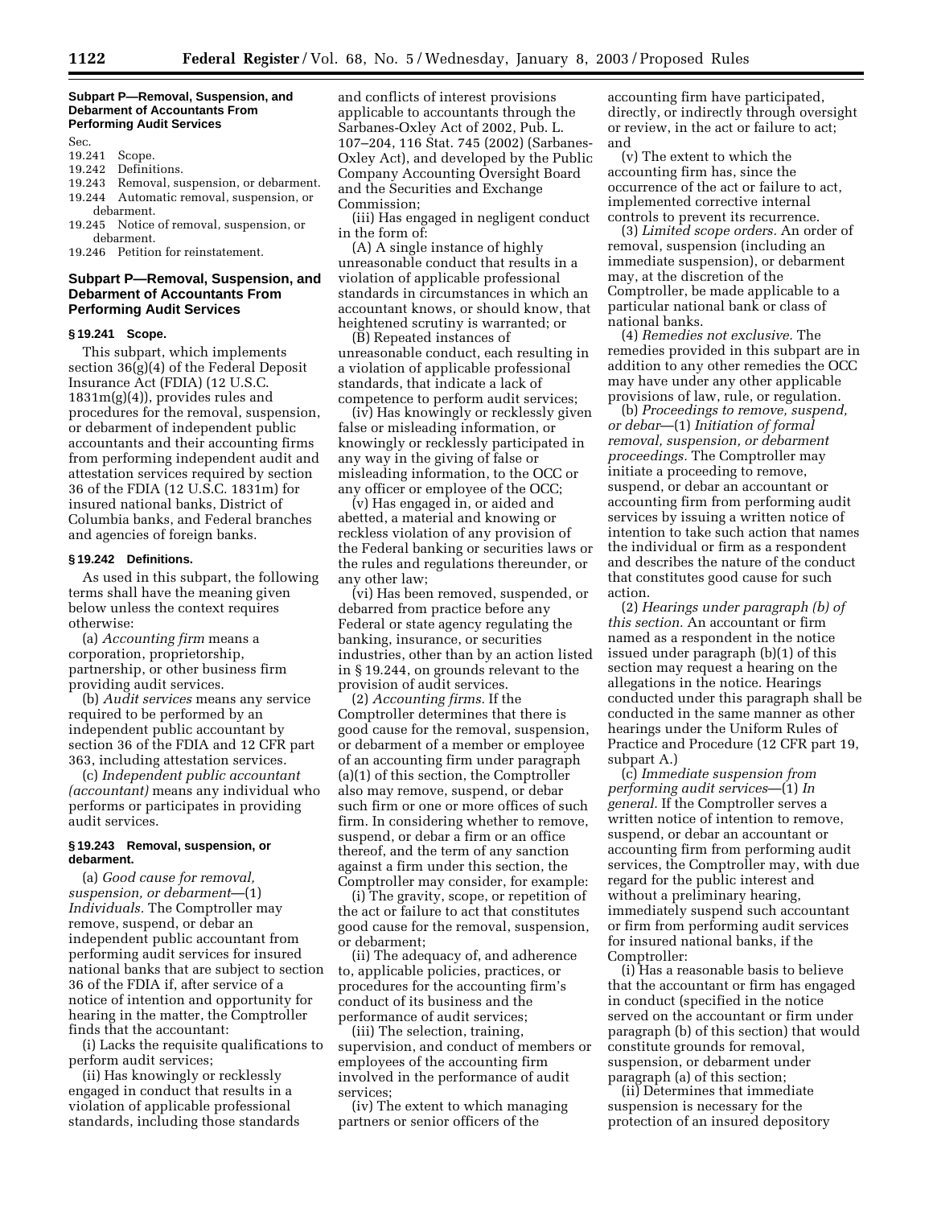## Subpart P—Removal, Suspension, and Debarment of Accountants From Performing Audit Services

Sec.
19.241 Scope.
19.242 Definitions.
19.243 Removal, suspension, or debarment.
19.244 Automatic removal, suspension, or debarment.
19.245 Notice of removal, suspension, or debarment.
19.246 Petition for reinstatement.

## Subpart P—Removal, Suspension, and Debarment of Accountants From Performing Audit Services

### § 19.241 Scope.

This subpart, which implements section 36(g)(4) of the Federal Deposit Insurance Act (FDIA) (12 U.S.C. 1831m(g)(4)), provides rules and procedures for the removal, suspension, or debarment of independent public accountants and their accounting firms from performing independent audit and attestation services required by section 36 of the FDIA (12 U.S.C. 1831m) for insured national banks, District of Columbia banks, and Federal branches and agencies of foreign banks.

### § 19.242 Definitions.

As used in this subpart, the following terms shall have the meaning given below unless the context requires otherwise:

(a) *Accounting firm* means a corporation, proprietorship, partnership, or other business firm providing audit services.

(b) *Audit services* means any service required to be performed by an independent public accountant by section 36 of the FDIA and 12 CFR part 363, including attestation services.

(c) *Independent public accountant (accountant)* means any individual who performs or participates in providing audit services.

### § 19.243 Removal, suspension, or debarment.

(a) *Good cause for removal, suspension, or debarment*—(1) *Individuals.* The Comptroller may remove, suspend, or debar an independent public accountant from performing audit services for insured national banks that are subject to section 36 of the FDIA if, after service of a notice of intention and opportunity for hearing in the matter, the Comptroller finds that the accountant:

(i) Lacks the requisite qualifications to perform audit services;

(ii) Has knowingly or recklessly engaged in conduct that results in a violation of applicable professional standards, including those standards and conflicts of interest provisions applicable to accountants through the Sarbanes-Oxley Act of 2002, Pub. L. 107–204, 116 Stat. 745 (2002) (Sarbanes-Oxley Act), and developed by the Public Company Accounting Oversight Board and the Securities and Exchange Commission;

(iii) Has engaged in negligent conduct in the form of:

(A) A single instance of highly unreasonable conduct that results in a violation of applicable professional standards in circumstances in which an accountant knows, or should know, that heightened scrutiny is warranted; or

(B) Repeated instances of unreasonable conduct, each resulting in a violation of applicable professional standards, that indicate a lack of competence to perform audit services;

(iv) Has knowingly or recklessly given false or misleading information, or knowingly or recklessly participated in any way in the giving of false or misleading information, to the OCC or any officer or employee of the OCC;

(v) Has engaged in, or aided and abetted, a material and knowing or reckless violation of any provision of the Federal banking or securities laws or the rules and regulations thereunder, or any other law;

(vi) Has been removed, suspended, or debarred from practice before any Federal or state agency regulating the banking, insurance, or securities industries, other than by an action listed in § 19.244, on grounds relevant to the provision of audit services.

(2) *Accounting firms.* If the Comptroller determines that there is good cause for the removal, suspension, or debarment of a member or employee of an accounting firm under paragraph (a)(1) of this section, the Comptroller also may remove, suspend, or debar such firm or one or more offices of such firm. In considering whether to remove, suspend, or debar a firm or an office thereof, and the term of any sanction against a firm under this section, the Comptroller may consider, for example:

(i) The gravity, scope, or repetition of the act or failure to act that constitutes good cause for the removal, suspension, or debarment;

(ii) The adequacy of, and adherence to, applicable policies, practices, or procedures for the accounting firm's conduct of its business and the performance of audit services;

(iii) The selection, training, supervision, and conduct of members or employees of the accounting firm involved in the performance of audit services;

(iv) The extent to which managing partners or senior officers of the accounting firm have participated, directly, or indirectly through oversight or review, in the act or failure to act; and

(v) The extent to which the accounting firm has, since the occurrence of the act or failure to act, implemented corrective internal controls to prevent its recurrence.

(3) *Limited scope orders.* An order of removal, suspension (including an immediate suspension), or debarment may, at the discretion of the Comptroller, be made applicable to a particular national bank or class of national banks.

(4) *Remedies not exclusive.* The remedies provided in this subpart are in addition to any other remedies the OCC may have under any other applicable provisions of law, rule, or regulation.

(b) *Proceedings to remove, suspend, or debar*—(1) *Initiation of formal removal, suspension, or debarment proceedings.* The Comptroller may initiate a proceeding to remove, suspend, or debar an accountant or accounting firm from performing audit services by issuing a written notice of intention to take such action that names the individual or firm as a respondent and describes the nature of the conduct that constitutes good cause for such action.

(2) *Hearings under paragraph (b) of this section.* An accountant or firm named as a respondent in the notice issued under paragraph (b)(1) of this section may request a hearing on the allegations in the notice. Hearings conducted under this paragraph shall be conducted in the same manner as other hearings under the Uniform Rules of Practice and Procedure (12 CFR part 19, subpart A.)

(c) *Immediate suspension from performing audit services*—(1) *In general.* If the Comptroller serves a written notice of intention to remove, suspend, or debar an accountant or accounting firm from performing audit services, the Comptroller may, with due regard for the public interest and without a preliminary hearing, immediately suspend such accountant or firm from performing audit services for insured national banks, if the Comptroller:

(i) Has a reasonable basis to believe that the accountant or firm has engaged in conduct (specified in the notice served on the accountant or firm under paragraph (b) of this section) that would constitute grounds for removal, suspension, or debarment under paragraph (a) of this section;

(ii) Determines that immediate suspension is necessary for the protection of an insured depository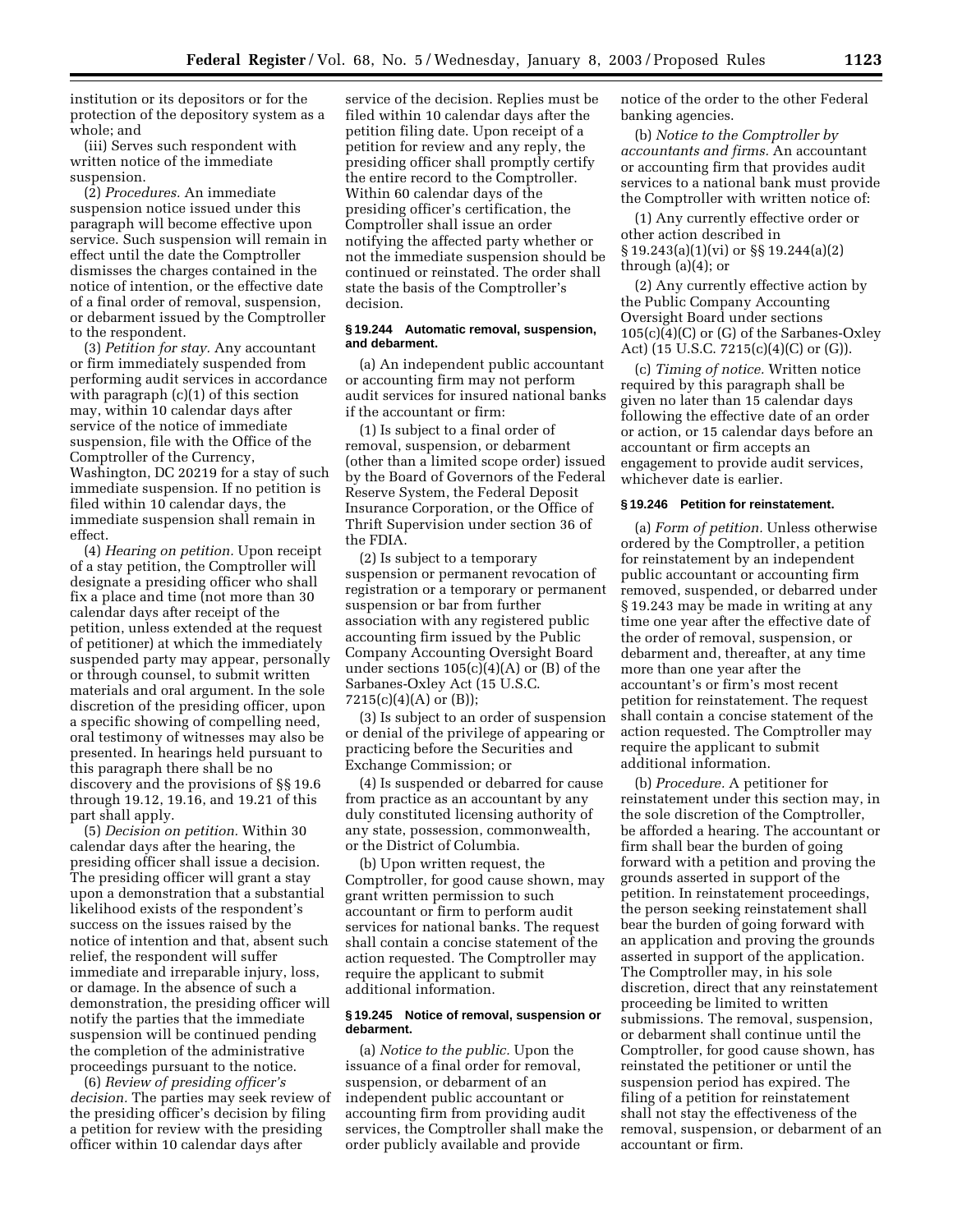institution or its depositors or for the protection of the depository system as a whole; and

(iii) Serves such respondent with written notice of the immediate suspension.

(2) *Procedures.* An immediate suspension notice issued under this paragraph will become effective upon service. Such suspension will remain in effect until the date the Comptroller dismisses the charges contained in the notice of intention, or the effective date of a final order of removal, suspension, or debarment issued by the Comptroller to the respondent.

(3) *Petition for stay.* Any accountant or firm immediately suspended from performing audit services in accordance with paragraph (c)(1) of this section may, within 10 calendar days after service of the notice of immediate suspension, file with the Office of the Comptroller of the Currency, Washington, DC 20219 for a stay of such immediate suspension. If no petition is filed within 10 calendar days, the immediate suspension shall remain in effect.

(4) *Hearing on petition.* Upon receipt of a stay petition, the Comptroller will designate a presiding officer who shall fix a place and time (not more than 30 calendar days after receipt of the petition, unless extended at the request of petitioner) at which the immediately suspended party may appear, personally or through counsel, to submit written materials and oral argument. In the sole discretion of the presiding officer, upon a specific showing of compelling need, oral testimony of witnesses may also be presented. In hearings held pursuant to this paragraph there shall be no discovery and the provisions of §§ 19.6 through 19.12, 19.16, and 19.21 of this part shall apply.

(5) *Decision on petition.* Within 30 calendar days after the hearing, the presiding officer shall issue a decision. The presiding officer will grant a stay upon a demonstration that a substantial likelihood exists of the respondent's success on the issues raised by the notice of intention and that, absent such relief, the respondent will suffer immediate and irreparable injury, loss, or damage. In the absence of such a demonstration, the presiding officer will notify the parties that the immediate suspension will be continued pending the completion of the administrative proceedings pursuant to the notice.

(6) *Review of presiding officer's decision.* The parties may seek review of the presiding officer's decision by filing a petition for review with the presiding officer within 10 calendar days after service of the decision. Replies must be filed within 10 calendar days after the petition filing date. Upon receipt of a petition for review and any reply, the presiding officer shall promptly certify the entire record to the Comptroller. Within 60 calendar days of the presiding officer's certification, the Comptroller shall issue an order notifying the affected party whether or not the immediate suspension should be continued or reinstated. The order shall state the basis of the Comptroller's decision.

#### § 19.244 Automatic removal, suspension, and debarment.

(a) An independent public accountant or accounting firm may not perform audit services for insured national banks if the accountant or firm:

(1) Is subject to a final order of removal, suspension, or debarment (other than a limited scope order) issued by the Board of Governors of the Federal Reserve System, the Federal Deposit Insurance Corporation, or the Office of Thrift Supervision under section 36 of the FDIA.

(2) Is subject to a temporary suspension or permanent revocation of registration or a temporary or permanent suspension or bar from further association with any registered public accounting firm issued by the Public Company Accounting Oversight Board under sections 105(c)(4)(A) or (B) of the Sarbanes-Oxley Act (15 U.S.C. 7215(c)(4)(A) or (B));

(3) Is subject to an order of suspension or denial of the privilege of appearing or practicing before the Securities and Exchange Commission; or

(4) Is suspended or debarred for cause from practice as an accountant by any duly constituted licensing authority of any state, possession, commonwealth, or the District of Columbia.

(b) Upon written request, the Comptroller, for good cause shown, may grant written permission to such accountant or firm to perform audit services for national banks. The request shall contain a concise statement of the action requested. The Comptroller may require the applicant to submit additional information.

#### § 19.245 Notice of removal, suspension or debarment.

(a) *Notice to the public.* Upon the issuance of a final order for removal, suspension, or debarment of an independent public accountant or accounting firm from providing audit services, the Comptroller shall make the order publicly available and provide notice of the order to the other Federal banking agencies.

(b) *Notice to the Comptroller by accountants and firms.* An accountant or accounting firm that provides audit services to a national bank must provide the Comptroller with written notice of:

(1) Any currently effective order or other action described in § 19.243(a)(1)(vi) or §§ 19.244(a)(2) through (a)(4); or

(2) Any currently effective action by the Public Company Accounting Oversight Board under sections 105(c)(4)(C) or (G) of the Sarbanes-Oxley Act) (15 U.S.C. 7215(c)(4)(C) or (G)).

(c) *Timing of notice.* Written notice required by this paragraph shall be given no later than 15 calendar days following the effective date of an order or action, or 15 calendar days before an accountant or firm accepts an engagement to provide audit services, whichever date is earlier.

#### § 19.246 Petition for reinstatement.

(a) *Form of petition.* Unless otherwise ordered by the Comptroller, a petition for reinstatement by an independent public accountant or accounting firm removed, suspended, or debarred under § 19.243 may be made in writing at any time one year after the effective date of the order of removal, suspension, or debarment and, thereafter, at any time more than one year after the accountant's or firm's most recent petition for reinstatement. The request shall contain a concise statement of the action requested. The Comptroller may require the applicant to submit additional information.

(b) *Procedure.* A petitioner for reinstatement under this section may, in the sole discretion of the Comptroller, be afforded a hearing. The accountant or firm shall bear the burden of going forward with a petition and proving the grounds asserted in support of the petition. In reinstatement proceedings, the person seeking reinstatement shall bear the burden of going forward with an application and proving the grounds asserted in support of the application. The Comptroller may, in his sole discretion, direct that any reinstatement proceeding be limited to written submissions. The removal, suspension, or debarment shall continue until the Comptroller, for good cause shown, has reinstated the petitioner or until the suspension period has expired. The filing of a petition for reinstatement shall not stay the effectiveness of the removal, suspension, or debarment of an accountant or firm.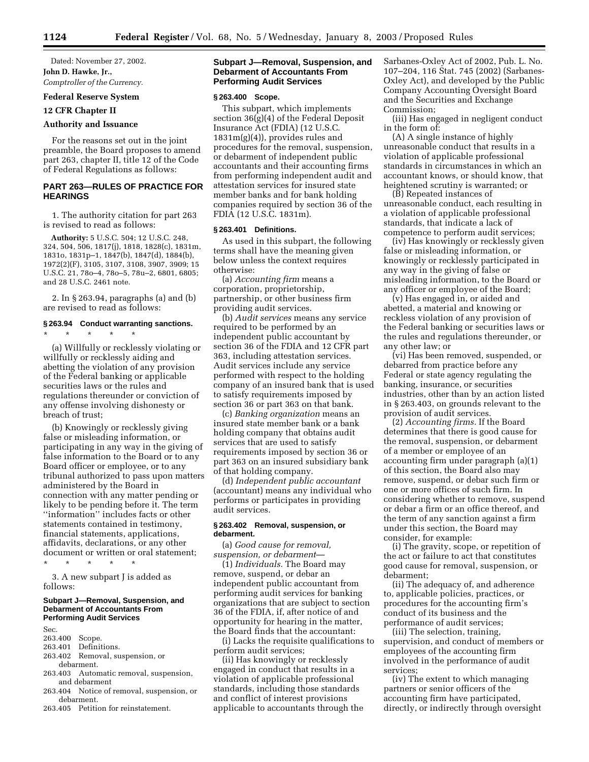Dated: November 27, 2002.

**John D. Hawke, Jr.,**

*Comptroller of the Currency.*

**Federal Reserve System**

**12 CFR Chapter II**

**Authority and Issuance**

For the reasons set out in the joint preamble, the Board proposes to amend part 263, chapter II, title 12 of the Code of Federal Regulations as follows:

## PART 263—RULES OF PRACTICE FOR HEARINGS

1. The authority citation for part 263 is revised to read as follows:

**Authority:** 5 U.S.C. 504; 12 U.S.C. 248, 324, 504, 506, 1817(j), 1818, 1828(c), 1831m, 1831o, 1831p–1, 1847(b), 1847(d), 1884(b), 1972(2)(F), 3105, 3107, 3108, 3907, 3909; 15 U.S.C. 21, 78o–4, 78o–5, 78u–2, 6801, 6805; and 28 U.S.C. 2461 note.

2. In § 263.94, paragraphs (a) and (b) are revised to read as follows:

### § 263.94 Conduct warranting sanctions.

\* \* \* \* \*

(a) Willfully or recklessly violating or willfully or recklessly aiding and abetting the violation of any provision of the Federal banking or applicable securities laws or the rules and regulations thereunder or conviction of any offense involving dishonesty or breach of trust;

(b) Knowingly or recklessly giving false or misleading information, or participating in any way in the giving of false information to the Board or to any Board officer or employee, or to any tribunal authorized to pass upon matters administered by the Board in connection with any matter pending or likely to be pending before it. The term ''information'' includes facts or other statements contained in testimony, financial statements, applications, affidavits, declarations, or any other document or written or oral statement;

\* \* \* \* \*

3. A new subpart J is added as follows:

**Subpart J—Removal, Suspension, and Debarment of Accountants From Performing Audit Services**

Sec.
263.400 Scope.
263.401 Definitions.
263.402 Removal, suspension, or debarment.
263.403 Automatic removal, suspension, and debarment
263.404 Notice of removal, suspension, or debarment.
263.405 Petition for reinstatement.

## Subpart J—Removal, Suspension, and Debarment of Accountants From Performing Audit Services

### § 263.400 Scope.

This subpart, which implements section 36(g)(4) of the Federal Deposit Insurance Act (FDIA) (12 U.S.C. 1831m(g)(4)), provides rules and procedures for the removal, suspension, or debarment of independent public accountants and their accounting firms from performing independent audit and attestation services for insured state member banks and for bank holding companies required by section 36 of the FDIA (12 U.S.C. 1831m).

### § 263.401 Definitions.

As used in this subpart, the following terms shall have the meaning given below unless the context requires otherwise:

(a) *Accounting firm* means a corporation, proprietorship, partnership, or other business firm providing audit services.

(b) *Audit services* means any service required to be performed by an independent public accountant by section 36 of the FDIA and 12 CFR part 363, including attestation services. Audit services include any service performed with respect to the holding company of an insured bank that is used to satisfy requirements imposed by section 36 or part 363 on that bank.

(c) *Banking organization* means an insured state member bank or a bank holding company that obtains audit services that are used to satisfy requirements imposed by section 36 or part 363 on an insured subsidiary bank of that holding company.

(d) *Independent public accountant* (accountant) means any individual who performs or participates in providing audit services.

### § 263.402 Removal, suspension, or debarment.

(a) *Good cause for removal, suspension, or debarment*—

(1) *Individuals.* The Board may remove, suspend, or debar an independent public accountant from performing audit services for banking organizations that are subject to section 36 of the FDIA, if, after notice of and opportunity for hearing in the matter, the Board finds that the accountant:

(i) Lacks the requisite qualifications to perform audit services;

(ii) Has knowingly or recklessly engaged in conduct that results in a violation of applicable professional standards, including those standards and conflict of interest provisions applicable to accountants through the Sarbanes-Oxley Act of 2002, Pub. L. No. 107–204, 116 Stat. 745 (2002) (Sarbanes-Oxley Act), and developed by the Public Company Accounting Oversight Board and the Securities and Exchange Commission;

(iii) Has engaged in negligent conduct in the form of:

(A) A single instance of highly unreasonable conduct that results in a violation of applicable professional standards in circumstances in which an accountant knows, or should know, that heightened scrutiny is warranted; or

(B) Repeated instances of unreasonable conduct, each resulting in a violation of applicable professional standards, that indicate a lack of competence to perform audit services;

(iv) Has knowingly or recklessly given false or misleading information, or knowingly or recklessly participated in any way in the giving of false or misleading information, to the Board or any officer or employee of the Board;

(v) Has engaged in, or aided and abetted, a material and knowing or reckless violation of any provision of the Federal banking or securities laws or the rules and regulations thereunder, or any other law; or

(vi) Has been removed, suspended, or debarred from practice before any Federal or state agency regulating the banking, insurance, or securities industries, other than by an action listed in § 263.403, on grounds relevant to the provision of audit services.

(2) *Accounting firms.* If the Board determines that there is good cause for the removal, suspension, or debarment of a member or employee of an accounting firm under paragraph (a)(1) of this section, the Board also may remove, suspend, or debar such firm or one or more offices of such firm. In considering whether to remove, suspend or debar a firm or an office thereof, and the term of any sanction against a firm under this section, the Board may consider, for example:

(i) The gravity, scope, or repetition of the act or failure to act that constitutes good cause for removal, suspension, or debarment;

(ii) The adequacy of, and adherence to, applicable policies, practices, or procedures for the accounting firm's conduct of its business and the performance of audit services;

(iii) The selection, training, supervision, and conduct of members or employees of the accounting firm involved in the performance of audit services;

(iv) The extent to which managing partners or senior officers of the accounting firm have participated, directly, or indirectly through oversight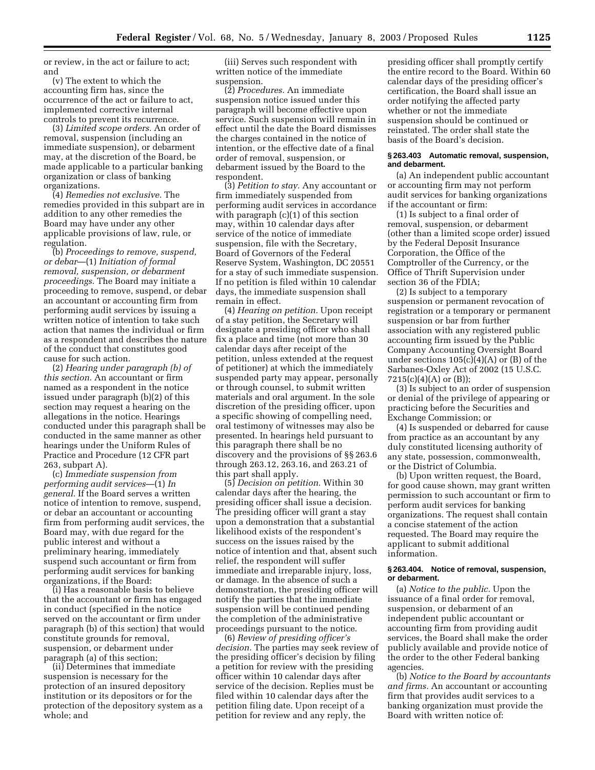or review, in the act or failure to act; and

(v) The extent to which the accounting firm has, since the occurrence of the act or failure to act, implemented corrective internal controls to prevent its recurrence.

(3) *Limited scope orders.* An order of removal, suspension (including an immediate suspension), or debarment may, at the discretion of the Board, be made applicable to a particular banking organization or class of banking organizations.

(4) *Remedies not exclusive.* The remedies provided in this subpart are in addition to any other remedies the Board may have under any other applicable provisions of law, rule, or regulation.

(b) *Proceedings to remove, suspend, or debar*—(1) *Initiation of formal removal, suspension, or debarment proceedings.* The Board may initiate a proceeding to remove, suspend, or debar an accountant or accounting firm from performing audit services by issuing a written notice of intention to take such action that names the individual or firm as a respondent and describes the nature of the conduct that constitutes good cause for such action.

(2) *Hearing under paragraph (b) of this section.* An accountant or firm named as a respondent in the notice issued under paragraph (b)(2) of this section may request a hearing on the allegations in the notice. Hearings conducted under this paragraph shall be conducted in the same manner as other hearings under the Uniform Rules of Practice and Procedure (12 CFR part 263, subpart A).

(c) *Immediate suspension from performing audit services*—(1) *In general.* If the Board serves a written notice of intention to remove, suspend, or debar an accountant or accounting firm from performing audit services, the Board may, with due regard for the public interest and without a preliminary hearing, immediately suspend such accountant or firm from performing audit services for banking organizations, if the Board:

(i) Has a reasonable basis to believe that the accountant or firm has engaged in conduct (specified in the notice served on the accountant or firm under paragraph (b) of this section) that would constitute grounds for removal, suspension, or debarment under paragraph (a) of this section;

(ii) Determines that immediate suspension is necessary for the protection of an insured depository institution or its depositors or for the protection of the depository system as a whole; and

(iii) Serves such respondent with written notice of the immediate suspension.

(2) *Procedures.* An immediate suspension notice issued under this paragraph will become effective upon service. Such suspension will remain in effect until the date the Board dismisses the charges contained in the notice of intention, or the effective date of a final order of removal, suspension, or debarment issued by the Board to the respondent.

(3) *Petition to stay.* Any accountant or firm immediately suspended from performing audit services in accordance with paragraph (c)(1) of this section may, within 10 calendar days after service of the notice of immediate suspension, file with the Secretary, Board of Governors of the Federal Reserve System, Washington, DC 20551 for a stay of such immediate suspension. If no petition is filed within 10 calendar days, the immediate suspension shall remain in effect.

(4) *Hearing on petition.* Upon receipt of a stay petition, the Secretary will designate a presiding officer who shall fix a place and time (not more than 30 calendar days after receipt of the petition, unless extended at the request of petitioner) at which the immediately suspended party may appear, personally or through counsel, to submit written materials and oral argument. In the sole discretion of the presiding officer, upon a specific showing of compelling need, oral testimony of witnesses may also be presented. In hearings held pursuant to this paragraph there shall be no discovery and the provisions of §§ 263.6 through 263.12, 263.16, and 263.21 of this part shall apply.

(5) *Decision on petition.* Within 30 calendar days after the hearing, the presiding officer shall issue a decision. The presiding officer will grant a stay upon a demonstration that a substantial likelihood exists of the respondent's success on the issues raised by the notice of intention and that, absent such relief, the respondent will suffer immediate and irreparable injury, loss, or damage. In the absence of such a demonstration, the presiding officer will notify the parties that the immediate suspension will be continued pending the completion of the administrative proceedings pursuant to the notice.

(6) *Review of presiding officer's decision.* The parties may seek review of the presiding officer's decision by filing a petition for review with the presiding officer within 10 calendar days after service of the decision. Replies must be filed within 10 calendar days after the petition filing date. Upon receipt of a petition for review and any reply, the presiding officer shall promptly certify the entire record to the Board. Within 60 calendar days of the presiding officer's certification, the Board shall issue an order notifying the affected party whether or not the immediate suspension should be continued or reinstated. The order shall state the basis of the Board's decision.

**§ 263.403 Automatic removal, suspension, and debarment.**

(a) An independent public accountant or accounting firm may not perform audit services for banking organizations if the accountant or firm:

(1) Is subject to a final order of removal, suspension, or debarment (other than a limited scope order) issued by the Federal Deposit Insurance Corporation, the Office of the Comptroller of the Currency, or the Office of Thrift Supervision under section 36 of the FDIA;

(2) Is subject to a temporary suspension or permanent revocation of registration or a temporary or permanent suspension or bar from further association with any registered public accounting firm issued by the Public Company Accounting Oversight Board under sections 105(c)(4)(A) or (B) of the Sarbanes-Oxley Act of 2002 (15 U.S.C. 7215(c)(4)(A) or (B));

(3) Is subject to an order of suspension or denial of the privilege of appearing or practicing before the Securities and Exchange Commission; or

(4) Is suspended or debarred for cause from practice as an accountant by any duly constituted licensing authority of any state, possession, commonwealth, or the District of Columbia.

(b) Upon written request, the Board, for good cause shown, may grant written permission to such accountant or firm to perform audit services for banking organizations. The request shall contain a concise statement of the action requested. The Board may require the applicant to submit additional information.

**§ 263.404. Notice of removal, suspension, or debarment.**

(a) *Notice to the public.* Upon the issuance of a final order for removal, suspension, or debarment of an independent public accountant or accounting firm from providing audit services, the Board shall make the order publicly available and provide notice of the order to the other Federal banking agencies.

(b) *Notice to the Board by accountants and firms.* An accountant or accounting firm that provides audit services to a banking organization must provide the Board with written notice of: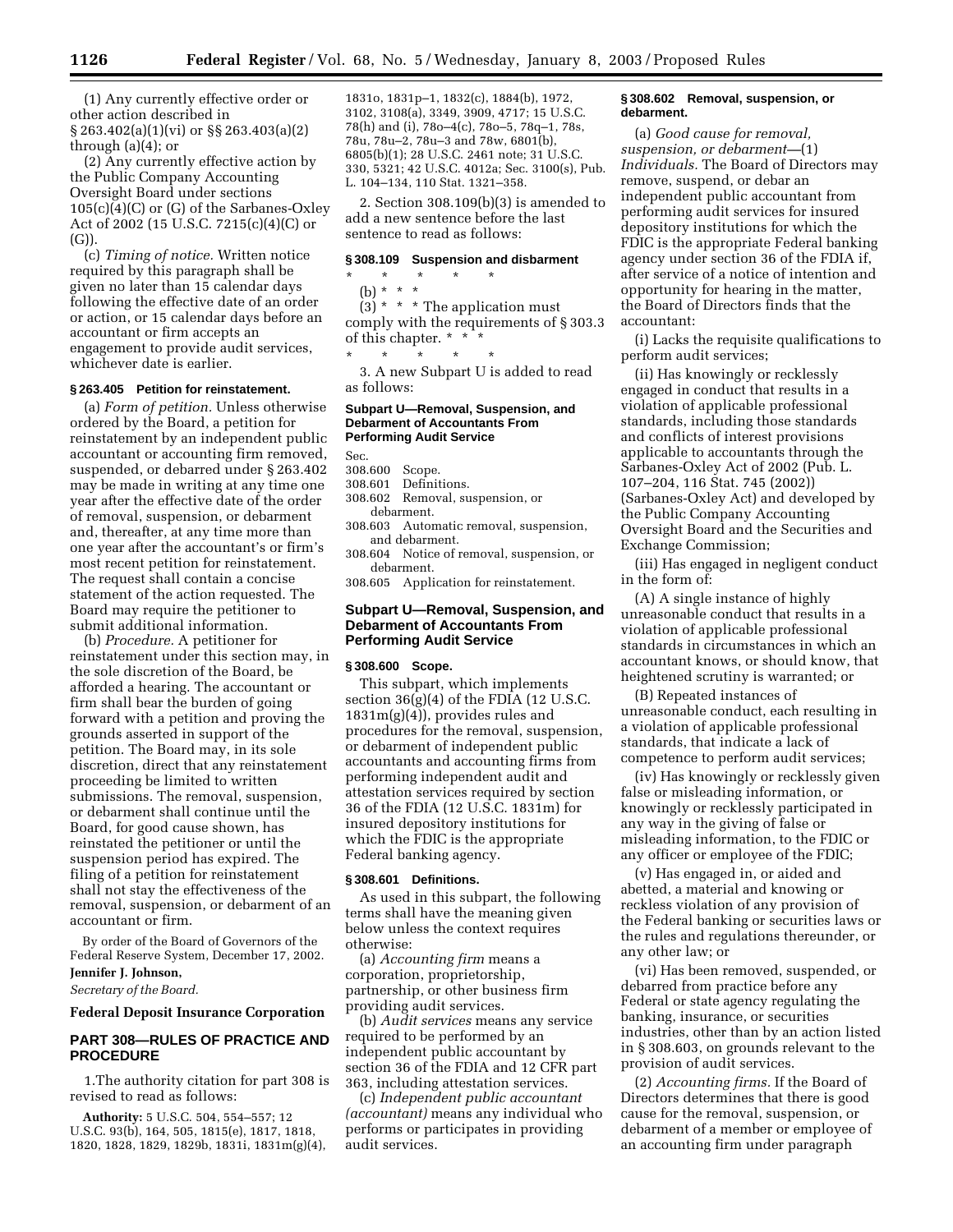(1) Any currently effective order or other action described in § 263.402(a)(1)(vi) or §§ 263.403(a)(2) through (a)(4); or

(2) Any currently effective action by the Public Company Accounting Oversight Board under sections 105(c)(4)(C) or (G) of the Sarbanes-Oxley Act of 2002 (15 U.S.C. 7215(c)(4)(C) or (G)).

(c) *Timing of notice.* Written notice required by this paragraph shall be given no later than 15 calendar days following the effective date of an order or action, or 15 calendar days before an accountant or firm accepts an engagement to provide audit services, whichever date is earlier.

**§ 263.405 Petition for reinstatement.**

(a) *Form of petition.* Unless otherwise ordered by the Board, a petition for reinstatement by an independent public accountant or accounting firm removed, suspended, or debarred under § 263.402 may be made in writing at any time one year after the effective date of the order of removal, suspension, or debarment and, thereafter, at any time more than one year after the accountant's or firm's most recent petition for reinstatement. The request shall contain a concise statement of the action requested. The Board may require the petitioner to submit additional information.

(b) *Procedure.* A petitioner for reinstatement under this section may, in the sole discretion of the Board, be afforded a hearing. The accountant or firm shall bear the burden of going forward with a petition and proving the grounds asserted in support of the petition. The Board may, in its sole discretion, direct that any reinstatement proceeding be limited to written submissions. The removal, suspension, or debarment shall continue until the Board, for good cause shown, has reinstated the petitioner or until the suspension period has expired. The filing of a petition for reinstatement shall not stay the effectiveness of the removal, suspension, or debarment of an accountant or firm.

By order of the Board of Governors of the Federal Reserve System, December 17, 2002.

**Jennifer J. Johnson,**

*Secretary of the Board.*

**Federal Deposit Insurance Corporation**

## PART 308—RULES OF PRACTICE AND PROCEDURE

1.The authority citation for part 308 is revised to read as follows:

**Authority:** 5 U.S.C. 504, 554–557; 12 U.S.C. 93(b), 164, 505, 1815(e), 1817, 1818, 1820, 1828, 1829, 1829b, 1831i, 1831m(g)(4), 1831o, 1831p–1, 1832(c), 1884(b), 1972, 3102, 3108(a), 3349, 3909, 4717; 15 U.S.C. 78(h) and (i), 78o–4(c), 78o–5, 78q–1, 78s, 78u, 78u–2, 78u–3 and 78w, 6801(b), 6805(b)(1); 28 U.S.C. 2461 note; 31 U.S.C. 330, 5321; 42 U.S.C. 4012a; Sec. 3100(s), Pub. L. 104–134, 110 Stat. 1321–358.

2. Section 308.109(b)(3) is amended to add a new sentence before the last sentence to read as follows:

**§ 308.109 Suspension and disbarment**

\* \* \* \* \*

(b) \* \* \*

(3) \* \* \* The application must comply with the requirements of § 303.3 of this chapter. \* \* \*

\* \* \* \* \*

3. A new Subpart U is added to read as follows:

**Subpart U—Removal, Suspension, and Debarment of Accountants From Performing Audit Service**

Sec.
308.600 Scope.
308.601 Definitions.
308.602 Removal, suspension, or debarment.
308.603 Automatic removal, suspension, and debarment.
308.604 Notice of removal, suspension, or debarment.
308.605 Application for reinstatement.

### Subpart U—Removal, Suspension, and Debarment of Accountants From Performing Audit Service

**§ 308.600 Scope.**

This subpart, which implements section 36(g)(4) of the FDIA (12 U.S.C. 1831m(g)(4)), provides rules and procedures for the removal, suspension, or debarment of independent public accountants and accounting firms from performing independent audit and attestation services required by section 36 of the FDIA (12 U.S.C. 1831m) for insured depository institutions for which the FDIC is the appropriate Federal banking agency.

**§ 308.601 Definitions.**

As used in this subpart, the following terms shall have the meaning given below unless the context requires otherwise:

(a) *Accounting firm* means a corporation, proprietorship, partnership, or other business firm providing audit services.

(b) *Audit services* means any service required to be performed by an independent public accountant by section 36 of the FDIA and 12 CFR part 363, including attestation services.

(c) *Independent public accountant (accountant)* means any individual who performs or participates in providing audit services.

**§ 308.602 Removal, suspension, or debarment.**

(a) *Good cause for removal, suspension, or debarment*—(1) *Individuals.* The Board of Directors may remove, suspend, or debar an independent public accountant from performing audit services for insured depository institutions for which the FDIC is the appropriate Federal banking agency under section 36 of the FDIA if, after service of a notice of intention and opportunity for hearing in the matter, the Board of Directors finds that the accountant:

(i) Lacks the requisite qualifications to perform audit services;

(ii) Has knowingly or recklessly engaged in conduct that results in a violation of applicable professional standards, including those standards and conflicts of interest provisions applicable to accountants through the Sarbanes-Oxley Act of 2002 (Pub. L. 107–204, 116 Stat. 745 (2002)) (Sarbanes-Oxley Act) and developed by the Public Company Accounting Oversight Board and the Securities and Exchange Commission;

(iii) Has engaged in negligent conduct in the form of:

(A) A single instance of highly unreasonable conduct that results in a violation of applicable professional standards in circumstances in which an accountant knows, or should know, that heightened scrutiny is warranted; or

(B) Repeated instances of unreasonable conduct, each resulting in a violation of applicable professional standards, that indicate a lack of competence to perform audit services;

(iv) Has knowingly or recklessly given false or misleading information, or knowingly or recklessly participated in any way in the giving of false or misleading information, to the FDIC or any officer or employee of the FDIC;

(v) Has engaged in, or aided and abetted, a material and knowing or reckless violation of any provision of the Federal banking or securities laws or the rules and regulations thereunder, or any other law; or

(vi) Has been removed, suspended, or debarred from practice before any Federal or state agency regulating the banking, insurance, or securities industries, other than by an action listed in § 308.603, on grounds relevant to the provision of audit services.

(2) *Accounting firms.* If the Board of Directors determines that there is good cause for the removal, suspension, or debarment of a member or employee of an accounting firm under paragraph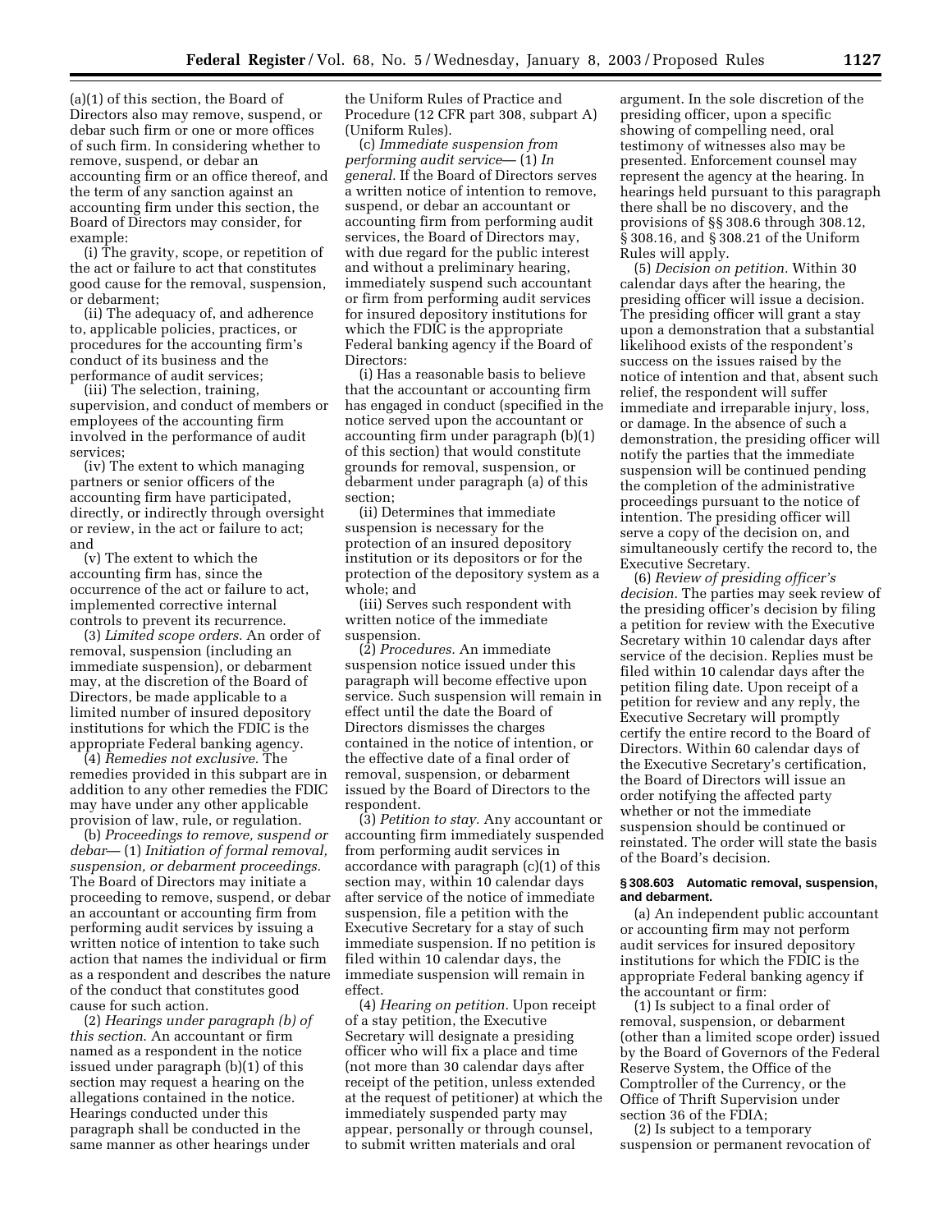(a)(1) of this section, the Board of Directors also may remove, suspend, or debar such firm or one or more offices of such firm. In considering whether to remove, suspend, or debar an accounting firm or an office thereof, and the term of any sanction against an accounting firm under this section, the Board of Directors may consider, for example:

(i) The gravity, scope, or repetition of the act or failure to act that constitutes good cause for the removal, suspension, or debarment;

(ii) The adequacy of, and adherence to, applicable policies, practices, or procedures for the accounting firm's conduct of its business and the performance of audit services;

(iii) The selection, training, supervision, and conduct of members or employees of the accounting firm involved in the performance of audit services;

(iv) The extent to which managing partners or senior officers of the accounting firm have participated, directly, or indirectly through oversight or review, in the act or failure to act; and

(v) The extent to which the accounting firm has, since the occurrence of the act or failure to act, implemented corrective internal controls to prevent its recurrence.

(3) *Limited scope orders.* An order of removal, suspension (including an immediate suspension), or debarment may, at the discretion of the Board of Directors, be made applicable to a limited number of insured depository institutions for which the FDIC is the appropriate Federal banking agency.

(4) *Remedies not exclusive.* The remedies provided in this subpart are in addition to any other remedies the FDIC may have under any other applicable provision of law, rule, or regulation.

(b) *Proceedings to remove, suspend or debar*— (1) *Initiation of formal removal, suspension, or debarment proceedings.* The Board of Directors may initiate a proceeding to remove, suspend, or debar an accountant or accounting firm from performing audit services by issuing a written notice of intention to take such action that names the individual or firm as a respondent and describes the nature of the conduct that constitutes good cause for such action.

(2) *Hearings under paragraph (b) of this section.* An accountant or firm named as a respondent in the notice issued under paragraph (b)(1) of this section may request a hearing on the allegations contained in the notice. Hearings conducted under this paragraph shall be conducted in the same manner as other hearings under the Uniform Rules of Practice and Procedure (12 CFR part 308, subpart A) (Uniform Rules).

(c) *Immediate suspension from performing audit service*— (1) *In general.* If the Board of Directors serves a written notice of intention to remove, suspend, or debar an accountant or accounting firm from performing audit services, the Board of Directors may, with due regard for the public interest and without a preliminary hearing, immediately suspend such accountant or firm from performing audit services for insured depository institutions for which the FDIC is the appropriate Federal banking agency if the Board of Directors:

(i) Has a reasonable basis to believe that the accountant or accounting firm has engaged in conduct (specified in the notice served upon the accountant or accounting firm under paragraph (b)(1) of this section) that would constitute grounds for removal, suspension, or debarment under paragraph (a) of this section;

(ii) Determines that immediate suspension is necessary for the protection of an insured depository institution or its depositors or for the protection of the depository system as a whole; and

(iii) Serves such respondent with written notice of the immediate suspension.

(2) *Procedures.* An immediate suspension notice issued under this paragraph will become effective upon service. Such suspension will remain in effect until the date the Board of Directors dismisses the charges contained in the notice of intention, or the effective date of a final order of removal, suspension, or debarment issued by the Board of Directors to the respondent.

(3) *Petition to stay.* Any accountant or accounting firm immediately suspended from performing audit services in accordance with paragraph (c)(1) of this section may, within 10 calendar days after service of the notice of immediate suspension, file a petition with the Executive Secretary for a stay of such immediate suspension. If no petition is filed within 10 calendar days, the immediate suspension will remain in effect.

(4) *Hearing on petition.* Upon receipt of a stay petition, the Executive Secretary will designate a presiding officer who will fix a place and time (not more than 30 calendar days after receipt of the petition, unless extended at the request of petitioner) at which the immediately suspended party may appear, personally or through counsel, to submit written materials and oral argument. In the sole discretion of the presiding officer, upon a specific showing of compelling need, oral testimony of witnesses also may be presented. Enforcement counsel may represent the agency at the hearing. In hearings held pursuant to this paragraph there shall be no discovery, and the provisions of §§ 308.6 through 308.12, § 308.16, and § 308.21 of the Uniform Rules will apply.

(5) *Decision on petition.* Within 30 calendar days after the hearing, the presiding officer will issue a decision. The presiding officer will grant a stay upon a demonstration that a substantial likelihood exists of the respondent's success on the issues raised by the notice of intention and that, absent such relief, the respondent will suffer immediate and irreparable injury, loss, or damage. In the absence of such a demonstration, the presiding officer will notify the parties that the immediate suspension will be continued pending the completion of the administrative proceedings pursuant to the notice of intention. The presiding officer will serve a copy of the decision on, and simultaneously certify the record to, the Executive Secretary.

(6) *Review of presiding officer's decision.* The parties may seek review of the presiding officer's decision by filing a petition for review with the Executive Secretary within 10 calendar days after service of the decision. Replies must be filed within 10 calendar days after the petition filing date. Upon receipt of a petition for review and any reply, the Executive Secretary will promptly certify the entire record to the Board of Directors. Within 60 calendar days of the Executive Secretary's certification, the Board of Directors will issue an order notifying the affected party whether or not the immediate suspension should be continued or reinstated. The order will state the basis of the Board's decision.

**§ 308.603 Automatic removal, suspension, and debarment.**

(a) An independent public accountant or accounting firm may not perform audit services for insured depository institutions for which the FDIC is the appropriate Federal banking agency if the accountant or firm:

(1) Is subject to a final order of removal, suspension, or debarment (other than a limited scope order) issued by the Board of Governors of the Federal Reserve System, the Office of the Comptroller of the Currency, or the Office of Thrift Supervision under section 36 of the FDIA;

(2) Is subject to a temporary suspension or permanent revocation of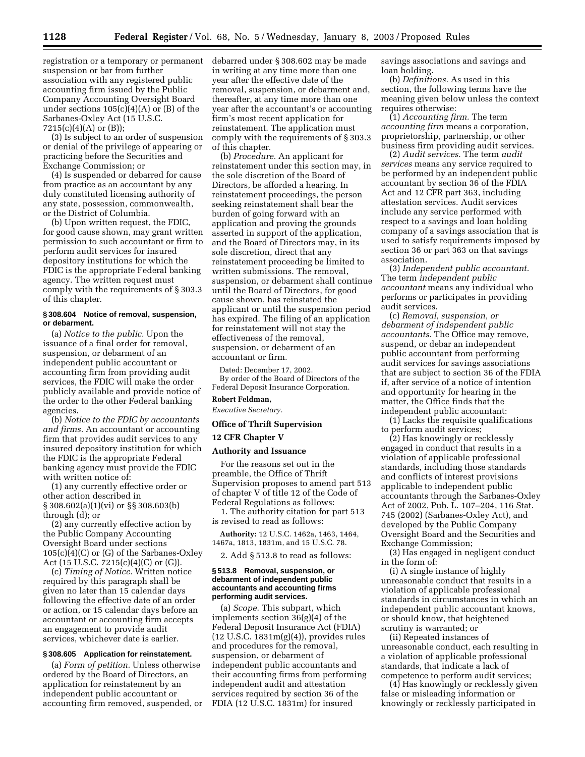registration or a temporary or permanent suspension or bar from further association with any registered public accounting firm issued by the Public Company Accounting Oversight Board under sections 105(c)(4)(A) or (B) of the Sarbanes-Oxley Act (15 U.S.C. 7215(c)(4)(A) or (B));

(3) Is subject to an order of suspension or denial of the privilege of appearing or practicing before the Securities and Exchange Commission; or

(4) Is suspended or debarred for cause from practice as an accountant by any duly constituted licensing authority of any state, possession, commonwealth, or the District of Columbia.

(b) Upon written request, the FDIC, for good cause shown, may grant written permission to such accountant or firm to perform audit services for insured depository institutions for which the FDIC is the appropriate Federal banking agency. The written request must comply with the requirements of § 303.3 of this chapter.

#### § 308.604 Notice of removal, suspension, or debarment.

(a) *Notice to the public.* Upon the issuance of a final order for removal, suspension, or debarment of an independent public accountant or accounting firm from providing audit services, the FDIC will make the order publicly available and provide notice of the order to the other Federal banking agencies.

(b) *Notice to the FDIC by accountants and firms.* An accountant or accounting firm that provides audit services to any insured depository institution for which the FDIC is the appropriate Federal banking agency must provide the FDIC with written notice of:

(1) any currently effective order or other action described in § 308.602(a)(1)(vi) or §§ 308.603(b) through (d); or

(2) any currently effective action by the Public Company Accounting Oversight Board under sections 105(c)(4)(C) or (G) of the Sarbanes-Oxley Act (15 U.S.C. 7215(c)(4)(C) or (G)).

(c) *Timing of Notice.* Written notice required by this paragraph shall be given no later than 15 calendar days following the effective date of an order or action, or 15 calendar days before an accountant or accounting firm accepts an engagement to provide audit services, whichever date is earlier.

#### § 308.605 Application for reinstatement.

(a) *Form of petition.* Unless otherwise ordered by the Board of Directors, an application for reinstatement by an independent public accountant or accounting firm removed, suspended, or debarred under § 308.602 may be made in writing at any time more than one year after the effective date of the removal, suspension, or debarment and, thereafter, at any time more than one year after the accountant's or accounting firm's most recent application for reinstatement. The application must comply with the requirements of § 303.3 of this chapter.

(b) *Procedure.* An applicant for reinstatement under this section may, in the sole discretion of the Board of Directors, be afforded a hearing. In reinstatement proceedings, the person seeking reinstatement shall bear the burden of going forward with an application and proving the grounds asserted in support of the application, and the Board of Directors may, in its sole discretion, direct that any reinstatement proceeding be limited to written submissions. The removal, suspension, or debarment shall continue until the Board of Directors, for good cause shown, has reinstated the applicant or until the suspension period has expired. The filing of an application for reinstatement will not stay the effectiveness of the removal, suspension, or debarment of an accountant or firm.

Dated: December 17, 2002.

By order of the Board of Directors of the Federal Deposit Insurance Corporation.

**Robert Feldman,**

*Executive Secretary.*

## Office of Thrift Supervision

### 12 CFR Chapter V

### Authority and Issuance

For the reasons set out in the preamble, the Office of Thrift Supervision proposes to amend part 513 of chapter V of title 12 of the Code of Federal Regulations as follows:

1. The authority citation for part 513 is revised to read as follows:

**Authority:** 12 U.S.C. 1462a, 1463, 1464, 1467a, 1813, 1831m, and 15 U.S.C. 78.

2. Add § 513.8 to read as follows:

#### § 513.8 Removal, suspension, or debarment of independent public accountants and accounting firms performing audit services.

(a) *Scope.* This subpart, which implements section 36(g)(4) of the Federal Deposit Insurance Act (FDIA) (12 U.S.C. 1831m(g)(4)), provides rules and procedures for the removal, suspension, or debarment of independent public accountants and their accounting firms from performing independent audit and attestation services required by section 36 of the FDIA (12 U.S.C. 1831m) for insured savings associations and savings and loan holding.

(b) *Definitions.* As used in this section, the following terms have the meaning given below unless the context requires otherwise:

(1) *Accounting firm.* The term *accounting firm* means a corporation, proprietorship, partnership, or other business firm providing audit services.

(2) *Audit services.* The term *audit services* means any service required to be performed by an independent public accountant by section 36 of the FDIA Act and 12 CFR part 363, including attestation services. Audit services include any service performed with respect to a savings and loan holding company of a savings association that is used to satisfy requirements imposed by section 36 or part 363 on that savings association.

(3) *Independent public accountant.* The term *independent public accountant* means any individual who performs or participates in providing audit services.

(c) *Removal, suspension, or debarment of independent public accountants.* The Office may remove, suspend, or debar an independent public accountant from performing audit services for savings associations that are subject to section 36 of the FDIA if, after service of a notice of intention and opportunity for hearing in the matter, the Office finds that the independent public accountant:

(1) Lacks the requisite qualifications to perform audit services;

(2) Has knowingly or recklessly engaged in conduct that results in a violation of applicable professional standards, including those standards and conflicts of interest provisions applicable to independent public accountants through the Sarbanes-Oxley Act of 2002, Pub. L. 107–204, 116 Stat. 745 (2002) (Sarbanes-Oxley Act), and developed by the Public Company Accounting Oversight Board and the Securities and Exchange Commission;

(3) Has engaged in negligent conduct in the form of:

(i) A single instance of highly unreasonable conduct that results in a violation of applicable professional standards in circumstances in which an independent public accountant knows, or should know, that heightened scrutiny is warranted; or

(ii) Repeated instances of unreasonable conduct, each resulting in a violation of applicable professional standards, that indicate a lack of competence to perform audit services;

(4) Has knowingly or recklessly given false or misleading information or knowingly or recklessly participated in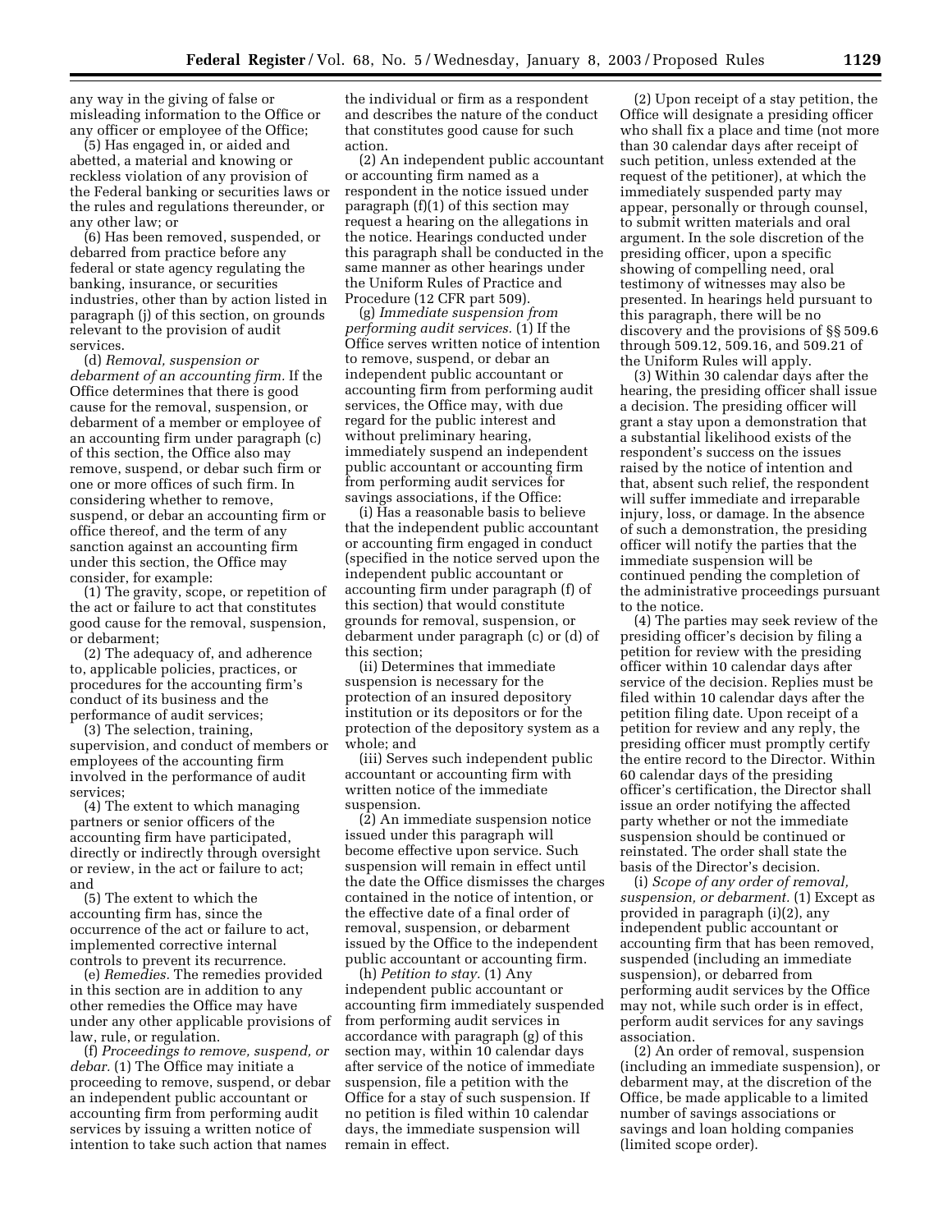any way in the giving of false or misleading information to the Office or any officer or employee of the Office;

(5) Has engaged in, or aided and abetted, a material and knowing or reckless violation of any provision of the Federal banking or securities laws or the rules and regulations thereunder, or any other law; or

(6) Has been removed, suspended, or debarred from practice before any federal or state agency regulating the banking, insurance, or securities industries, other than by action listed in paragraph (j) of this section, on grounds relevant to the provision of audit services.

(d) *Removal, suspension or debarment of an accounting firm.* If the Office determines that there is good cause for the removal, suspension, or debarment of a member or employee of an accounting firm under paragraph (c) of this section, the Office also may remove, suspend, or debar such firm or one or more offices of such firm. In considering whether to remove, suspend, or debar an accounting firm or office thereof, and the term of any sanction against an accounting firm under this section, the Office may consider, for example:

(1) The gravity, scope, or repetition of the act or failure to act that constitutes good cause for the removal, suspension, or debarment;

(2) The adequacy of, and adherence to, applicable policies, practices, or procedures for the accounting firm's conduct of its business and the performance of audit services;

(3) The selection, training, supervision, and conduct of members or employees of the accounting firm involved in the performance of audit services;

(4) The extent to which managing partners or senior officers of the accounting firm have participated, directly or indirectly through oversight or review, in the act or failure to act; and

(5) The extent to which the accounting firm has, since the occurrence of the act or failure to act, implemented corrective internal controls to prevent its recurrence.

(e) *Remedies.* The remedies provided in this section are in addition to any other remedies the Office may have under any other applicable provisions of law, rule, or regulation.

(f) *Proceedings to remove, suspend, or debar.* (1) The Office may initiate a proceeding to remove, suspend, or debar an independent public accountant or accounting firm from performing audit services by issuing a written notice of intention to take such action that names the individual or firm as a respondent and describes the nature of the conduct that constitutes good cause for such action.

(2) An independent public accountant or accounting firm named as a respondent in the notice issued under paragraph (f)(1) of this section may request a hearing on the allegations in the notice. Hearings conducted under this paragraph shall be conducted in the same manner as other hearings under the Uniform Rules of Practice and Procedure (12 CFR part 509).

(g) *Immediate suspension from performing audit services.* (1) If the Office serves written notice of intention to remove, suspend, or debar an independent public accountant or accounting firm from performing audit services, the Office may, with due regard for the public interest and without preliminary hearing, immediately suspend an independent public accountant or accounting firm from performing audit services for savings associations, if the Office:

(i) Has a reasonable basis to believe that the independent public accountant or accounting firm engaged in conduct (specified in the notice served upon the independent public accountant or accounting firm under paragraph (f) of this section) that would constitute grounds for removal, suspension, or debarment under paragraph (c) or (d) of this section;

(ii) Determines that immediate suspension is necessary for the protection of an insured depository institution or its depositors or for the protection of the depository system as a whole; and

(iii) Serves such independent public accountant or accounting firm with written notice of the immediate suspension.

(2) An immediate suspension notice issued under this paragraph will become effective upon service. Such suspension will remain in effect until the date the Office dismisses the charges contained in the notice of intention, or the effective date of a final order of removal, suspension, or debarment issued by the Office to the independent public accountant or accounting firm.

(h) *Petition to stay.* (1) Any independent public accountant or accounting firm immediately suspended from performing audit services in accordance with paragraph (g) of this section may, within 10 calendar days after service of the notice of immediate suspension, file a petition with the Office for a stay of such suspension. If no petition is filed within 10 calendar days, the immediate suspension will remain in effect.

(2) Upon receipt of a stay petition, the Office will designate a presiding officer who shall fix a place and time (not more than 30 calendar days after receipt of such petition, unless extended at the request of the petitioner), at which the immediately suspended party may appear, personally or through counsel, to submit written materials and oral argument. In the sole discretion of the presiding officer, upon a specific showing of compelling need, oral testimony of witnesses may also be presented. In hearings held pursuant to this paragraph, there will be no discovery and the provisions of §§ 509.6 through 509.12, 509.16, and 509.21 of the Uniform Rules will apply.

(3) Within 30 calendar days after the hearing, the presiding officer shall issue a decision. The presiding officer will grant a stay upon a demonstration that a substantial likelihood exists of the respondent's success on the issues raised by the notice of intention and that, absent such relief, the respondent will suffer immediate and irreparable injury, loss, or damage. In the absence of such a demonstration, the presiding officer will notify the parties that the immediate suspension will be continued pending the completion of the administrative proceedings pursuant to the notice.

(4) The parties may seek review of the presiding officer's decision by filing a petition for review with the presiding officer within 10 calendar days after service of the decision. Replies must be filed within 10 calendar days after the petition filing date. Upon receipt of a petition for review and any reply, the presiding officer must promptly certify the entire record to the Director. Within 60 calendar days of the presiding officer's certification, the Director shall issue an order notifying the affected party whether or not the immediate suspension should be continued or reinstated. The order shall state the basis of the Director's decision.

(i) *Scope of any order of removal, suspension, or debarment.* (1) Except as provided in paragraph (i)(2), any independent public accountant or accounting firm that has been removed, suspended (including an immediate suspension), or debarred from performing audit services by the Office may not, while such order is in effect, perform audit services for any savings association.

(2) An order of removal, suspension (including an immediate suspension), or debarment may, at the discretion of the Office, be made applicable to a limited number of savings associations or savings and loan holding companies (limited scope order).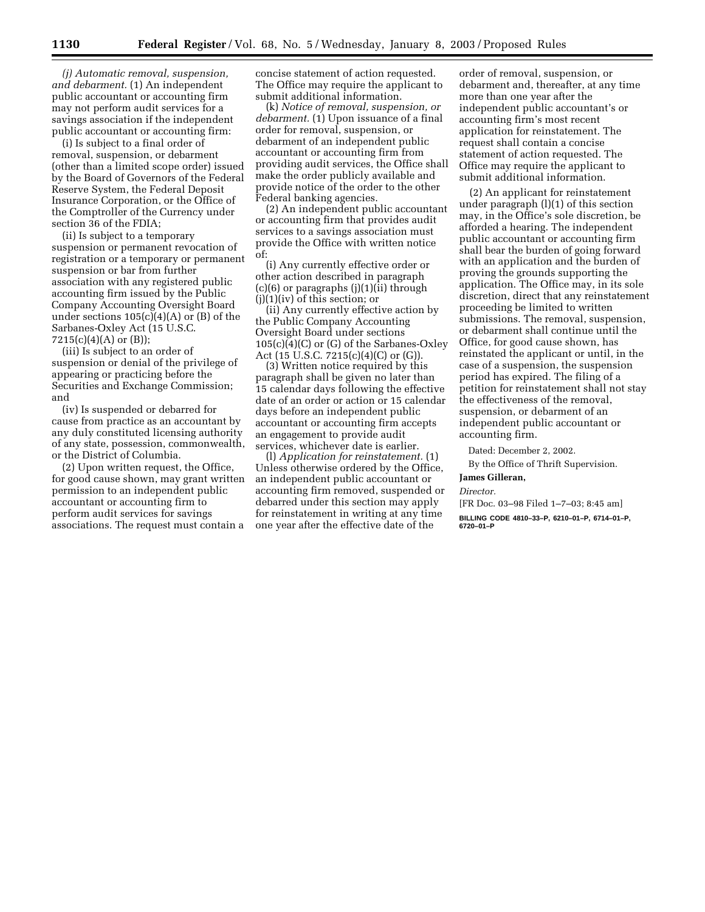*(j) Automatic removal, suspension, and debarment.* (1) An independent public accountant or accounting firm may not perform audit services for a savings association if the independent public accountant or accounting firm:

(i) Is subject to a final order of removal, suspension, or debarment (other than a limited scope order) issued by the Board of Governors of the Federal Reserve System, the Federal Deposit Insurance Corporation, or the Office of the Comptroller of the Currency under section 36 of the FDIA;

(ii) Is subject to a temporary suspension or permanent revocation of registration or a temporary or permanent suspension or bar from further association with any registered public accounting firm issued by the Public Company Accounting Oversight Board under sections 105(c)(4)(A) or (B) of the Sarbanes-Oxley Act (15 U.S.C. 7215(c)(4)(A) or (B));

(iii) Is subject to an order of suspension or denial of the privilege of appearing or practicing before the Securities and Exchange Commission; and

(iv) Is suspended or debarred for cause from practice as an accountant by any duly constituted licensing authority of any state, possession, commonwealth, or the District of Columbia.

(2) Upon written request, the Office, for good cause shown, may grant written permission to an independent public accountant or accounting firm to perform audit services for savings associations. The request must contain a concise statement of action requested. The Office may require the applicant to submit additional information.

(k) *Notice of removal, suspension, or debarment.* (1) Upon issuance of a final order for removal, suspension, or debarment of an independent public accountant or accounting firm from providing audit services, the Office shall make the order publicly available and provide notice of the order to the other Federal banking agencies.

(2) An independent public accountant or accounting firm that provides audit services to a savings association must provide the Office with written notice of:

(i) Any currently effective order or other action described in paragraph (c)(6) or paragraphs (j)(1)(ii) through (j)(1)(iv) of this section; or

(ii) Any currently effective action by the Public Company Accounting Oversight Board under sections 105(c)(4)(C) or (G) of the Sarbanes-Oxley Act (15 U.S.C. 7215(c)(4)(C) or (G)).

(3) Written notice required by this paragraph shall be given no later than 15 calendar days following the effective date of an order or action or 15 calendar days before an independent public accountant or accounting firm accepts an engagement to provide audit services, whichever date is earlier.

(l) *Application for reinstatement.* (1) Unless otherwise ordered by the Office, an independent public accountant or accounting firm removed, suspended or debarred under this section may apply for reinstatement in writing at any time one year after the effective date of the order of removal, suspension, or debarment and, thereafter, at any time more than one year after the independent public accountant's or accounting firm's most recent application for reinstatement. The request shall contain a concise statement of action requested. The Office may require the applicant to submit additional information.

(2) An applicant for reinstatement under paragraph (l)(1) of this section may, in the Office's sole discretion, be afforded a hearing. The independent public accountant or accounting firm shall bear the burden of going forward with an application and the burden of proving the grounds supporting the application. The Office may, in its sole discretion, direct that any reinstatement proceeding be limited to written submissions. The removal, suspension, or debarment shall continue until the Office, for good cause shown, has reinstated the applicant or until, in the case of a suspension, the suspension period has expired. The filing of a petition for reinstatement shall not stay the effectiveness of the removal, suspension, or debarment of an independent public accountant or accounting firm.

Dated: December 2, 2002.

By the Office of Thrift Supervision.

**James Gilleran,**

*Director.*

[FR Doc. 03–98 Filed 1–7–03; 8:45 am]

**BILLING CODE 4810–33–P, 6210–01–P, 6714–01–P, 6720–01–P**